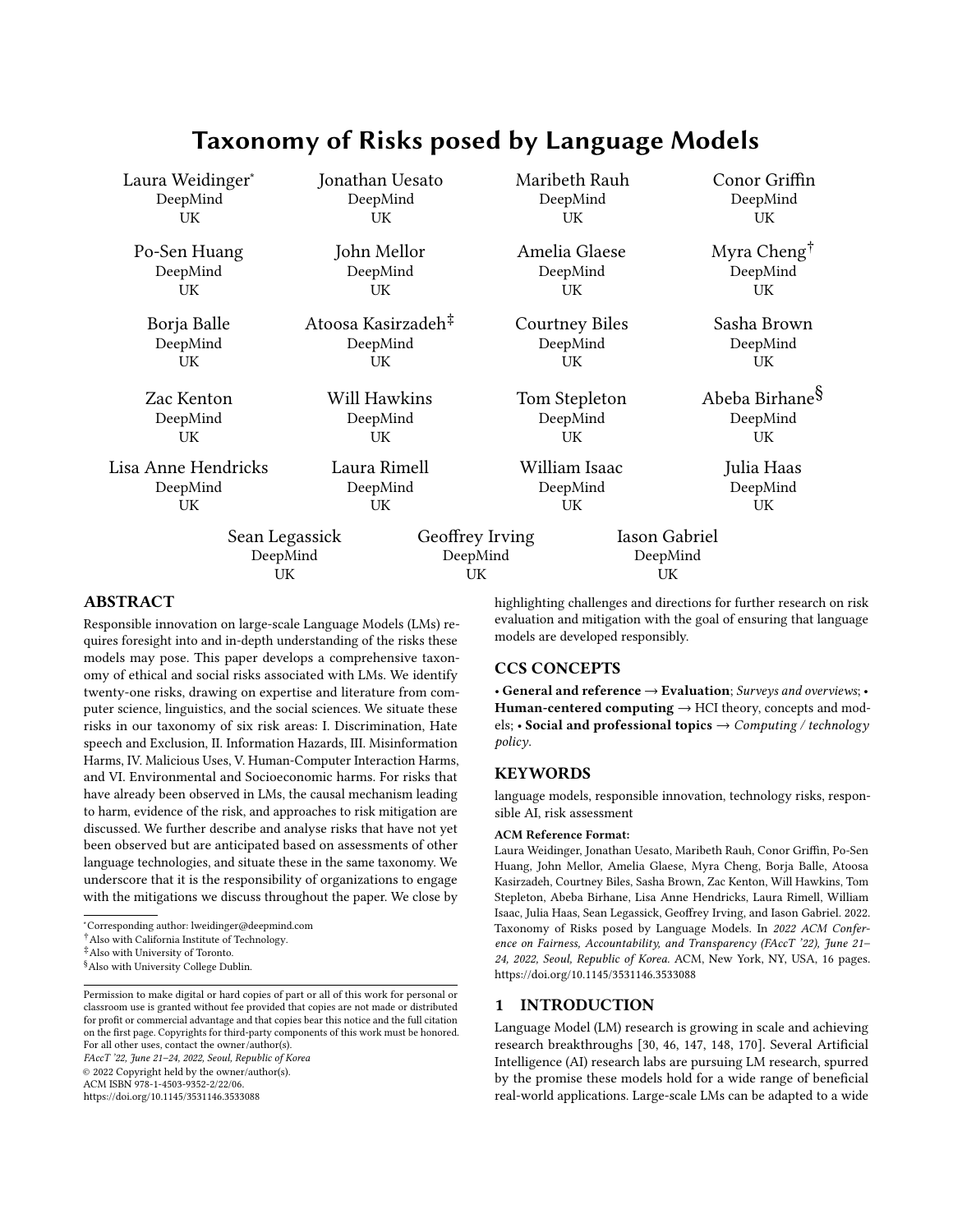# Taxonomy of Risks posed by Language Models

Laura Weidinger* — DeepMind, UK
Jonathan Uesato — DeepMind, UK
Maribeth Rauh — DeepMind, UK
Conor Griffin — DeepMind, UK
Po-Sen Huang — DeepMind, UK
John Mellor — DeepMind, UK
Amelia Glaese — DeepMind, UK
Myra Cheng† — DeepMind, UK
Borja Balle — DeepMind, UK
Atoosa Kasirzadeh‡ — DeepMind, UK
Courtney Biles — DeepMind, UK
Sasha Brown — DeepMind, UK
Zac Kenton — DeepMind, UK
Will Hawkins — DeepMind, UK
Tom Stepleton — DeepMind, UK
Abeba Birhane§ — DeepMind, UK
Lisa Anne Hendricks — DeepMind, UK
Laura Rimell — DeepMind, UK
William Isaac — DeepMind, UK
Julia Haas — DeepMind, UK
Sean Legassick — DeepMind, UK
Geoffrey Irving — DeepMind, UK
Iason Gabriel — DeepMind, UK

## ABSTRACT

Responsible innovation on large-scale Language Models (LMs) requires foresight into and in-depth understanding of the risks these models may pose. This paper develops a comprehensive taxonomy of ethical and social risks associated with LMs. We identify twenty-one risks, drawing on expertise and literature from computer science, linguistics, and the social sciences. We situate these risks in our taxonomy of six risk areas: I. Discrimination, Hate speech and Exclusion, II. Information Hazards, III. Misinformation Harms, IV. Malicious Uses, V. Human-Computer Interaction Harms, and VI. Environmental and Socioeconomic harms. For risks that have already been observed in LMs, the causal mechanism leading to harm, evidence of the risk, and approaches to risk mitigation are discussed. We further describe and analyse risks that have not yet been observed but are anticipated based on assessments of other language technologies, and situate these in the same taxonomy. We underscore that it is the responsibility of organizations to engage with the mitigations we discuss throughout the paper. We close by highlighting challenges and directions for further research on risk evaluation and mitigation with the goal of ensuring that language models are developed responsibly.

*Corresponding author: lweidinger@deepmind.com
†Also with California Institute of Technology.
‡Also with University of Toronto.
§Also with University College Dublin.

Permission to make digital or hard copies of part or all of this work for personal or classroom use is granted without fee provided that copies are not made or distributed for profit or commercial advantage and that copies bear this notice and the full citation on the first page. Copyrights for third-party components of this work must be honored. For all other uses, contact the owner/author(s).
*FAccT '22, June 21–24, 2022, Seoul, Republic of Korea*
© 2022 Copyright held by the owner/author(s).
ACM ISBN 978-1-4503-9352-2/22/06.
https://doi.org/10.1145/3531146.3533088

## CCS CONCEPTS

• **General and reference** → **Evaluation**; *Surveys and overviews*; • **Human-centered computing** → HCI theory, concepts and models; • **Social and professional topics** → *Computing / technology policy*.

## KEYWORDS

language models, responsible innovation, technology risks, responsible AI, risk assessment

**ACM Reference Format:**
Laura Weidinger, Jonathan Uesato, Maribeth Rauh, Conor Griffin, Po-Sen Huang, John Mellor, Amelia Glaese, Myra Cheng, Borja Balle, Atoosa Kasirzadeh, Courtney Biles, Sasha Brown, Zac Kenton, Will Hawkins, Tom Stepleton, Abeba Birhane, Lisa Anne Hendricks, Laura Rimell, William Isaac, Julia Haas, Sean Legassick, Geoffrey Irving, and Iason Gabriel. 2022. Taxonomy of Risks posed by Language Models. In *2022 ACM Conference on Fairness, Accountability, and Transparency (FAccT '22), June 21–24, 2022, Seoul, Republic of Korea.* ACM, New York, NY, USA, 16 pages. https://doi.org/10.1145/3531146.3533088

## 1 INTRODUCTION

Language Model (LM) research is growing in scale and achieving research breakthroughs [30, 46, 147, 148, 170]. Several Artificial Intelligence (AI) research labs are pursuing LM research, spurred by the promise these models hold for a wide range of beneficial real-world applications. Large-scale LMs can be adapted to a wide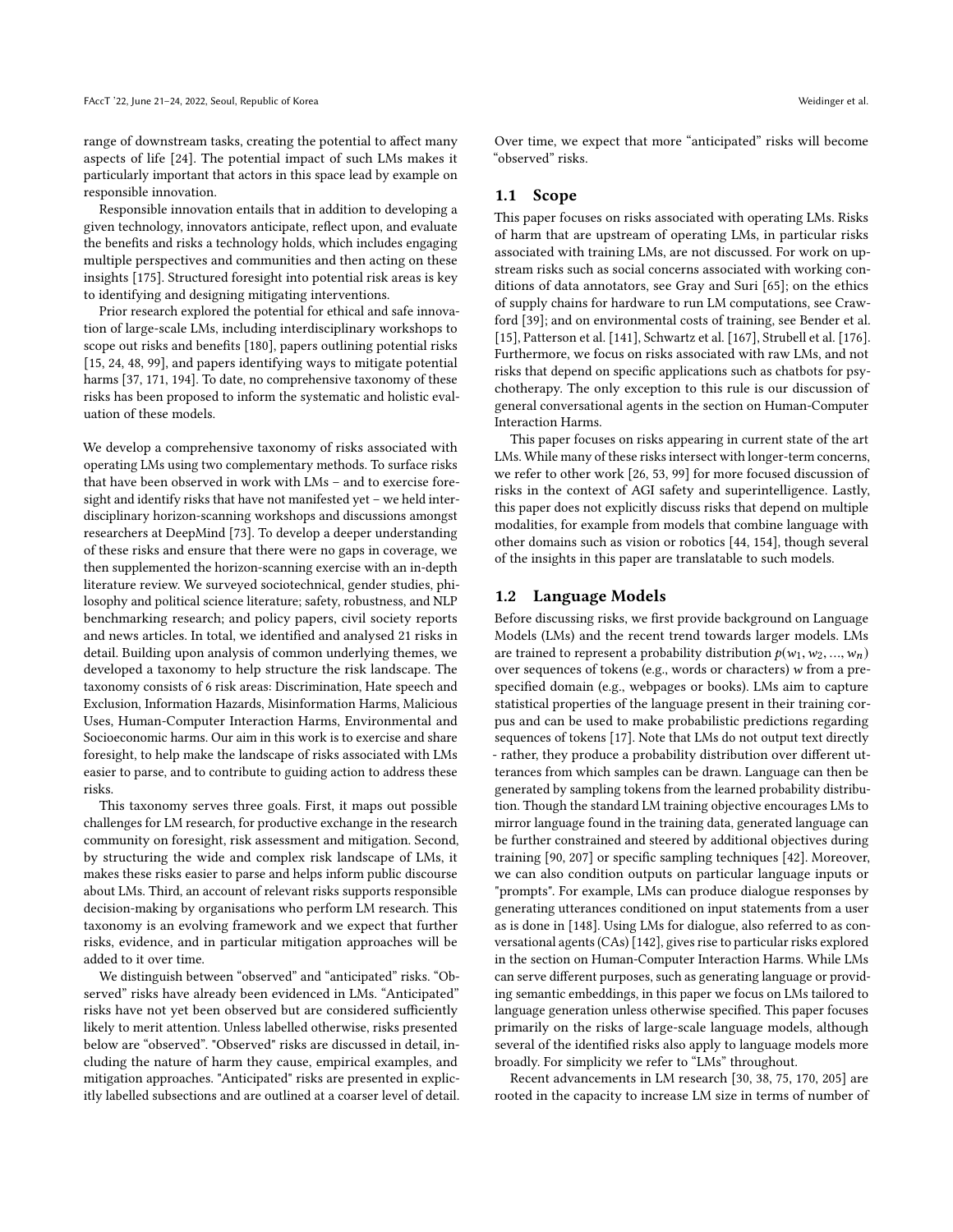range of downstream tasks, creating the potential to affect many aspects of life [24]. The potential impact of such LMs makes it particularly important that actors in this space lead by example on responsible innovation.

Responsible innovation entails that in addition to developing a given technology, innovators anticipate, reflect upon, and evaluate the benefits and risks a technology holds, which includes engaging multiple perspectives and communities and then acting on these insights [175]. Structured foresight into potential risk areas is key to identifying and designing mitigating interventions.

Prior research explored the potential for ethical and safe innovation of large-scale LMs, including interdisciplinary workshops to scope out risks and benefits [180], papers outlining potential risks [15, 24, 48, 99], and papers identifying ways to mitigate potential harms [37, 171, 194]. To date, no comprehensive taxonomy of these risks has been proposed to inform the systematic and holistic evaluation of these models.

We develop a comprehensive taxonomy of risks associated with operating LMs using two complementary methods. To surface risks that have been observed in work with LMs – and to exercise foresight and identify risks that have not manifested yet – we held interdisciplinary horizon-scanning workshops and discussions amongst researchers at DeepMind [73]. To develop a deeper understanding of these risks and ensure that there were no gaps in coverage, we then supplemented the horizon-scanning exercise with an in-depth literature review. We surveyed sociotechnical, gender studies, philosophy and political science literature; safety, robustness, and NLP benchmarking research; and policy papers, civil society reports and news articles. In total, we identified and analysed 21 risks in detail. Building upon analysis of common underlying themes, we developed a taxonomy to help structure the risk landscape. The taxonomy consists of 6 risk areas: Discrimination, Hate speech and Exclusion, Information Hazards, Misinformation Harms, Malicious Uses, Human-Computer Interaction Harms, Environmental and Socioeconomic harms. Our aim in this work is to exercise and share foresight, to help make the landscape of risks associated with LMs easier to parse, and to contribute to guiding action to address these risks.

This taxonomy serves three goals. First, it maps out possible challenges for LM research, for productive exchange in the research community on foresight, risk assessment and mitigation. Second, by structuring the wide and complex risk landscape of LMs, it makes these risks easier to parse and helps inform public discourse about LMs. Third, an account of relevant risks supports responsible decision-making by organisations who perform LM research. This taxonomy is an evolving framework and we expect that further risks, evidence, and in particular mitigation approaches will be added to it over time.

We distinguish between "observed" and "anticipated" risks. "Observed" risks have already been evidenced in LMs. "Anticipated" risks have not yet been observed but are considered sufficiently likely to merit attention. Unless labelled otherwise, risks presented below are "observed". "Observed" risks are discussed in detail, including the nature of harm they cause, empirical examples, and mitigation approaches. "Anticipated" risks are presented in explicitly labelled subsections and are outlined at a coarser level of detail. Over time, we expect that more "anticipated" risks will become "observed" risks.

## 1.1 Scope

This paper focuses on risks associated with operating LMs. Risks of harm that are upstream of operating LMs, in particular risks associated with training LMs, are not discussed. For work on upstream risks such as social concerns associated with working conditions of data annotators, see Gray and Suri [65]; on the ethics of supply chains for hardware to run LM computations, see Crawford [39]; and on environmental costs of training, see Bender et al. [15], Patterson et al. [141], Schwartz et al. [167], Strubell et al. [176]. Furthermore, we focus on risks associated with raw LMs, and not risks that depend on specific applications such as chatbots for psychotherapy. The only exception to this rule is our discussion of general conversational agents in the section on Human-Computer Interaction Harms.

This paper focuses on risks appearing in current state of the art LMs. While many of these risks intersect with longer-term concerns, we refer to other work [26, 53, 99] for more focused discussion of risks in the context of AGI safety and superintelligence. Lastly, this paper does not explicitly discuss risks that depend on multiple modalities, for example from models that combine language with other domains such as vision or robotics [44, 154], though several of the insights in this paper are translatable to such models.

## 1.2 Language Models

Before discussing risks, we first provide background on Language Models (LMs) and the recent trend towards larger models. LMs are trained to represent a probability distribution $p(w_1, w_2, ..., w_n)$ over sequences of tokens (e.g., words or characters) $w$ from a pre-specified domain (e.g., webpages or books). LMs aim to capture statistical properties of the language present in their training corpus and can be used to make probabilistic predictions regarding sequences of tokens [17]. Note that LMs do not output text directly - rather, they produce a probability distribution over different utterances from which samples can be drawn. Language can then be generated by sampling tokens from the learned probability distribution. Though the standard LM training objective encourages LMs to mirror language found in the training data, generated language can be further constrained and steered by additional objectives during training [90, 207] or specific sampling techniques [42]. Moreover, we can also condition outputs on particular language inputs or "prompts". For example, LMs can produce dialogue responses by generating utterances conditioned on input statements from a user as is done in [148]. Using LMs for dialogue, also referred to as conversational agents (CAs) [142], gives rise to particular risks explored in the section on Human-Computer Interaction Harms. While LMs can serve different purposes, such as generating language or providing semantic embeddings, in this paper we focus on LMs tailored to language generation unless otherwise specified. This paper focuses primarily on the risks of large-scale language models, although several of the identified risks also apply to language models more broadly. For simplicity we refer to "LMs" throughout.

Recent advancements in LM research [30, 38, 75, 170, 205] are rooted in the capacity to increase LM size in terms of number of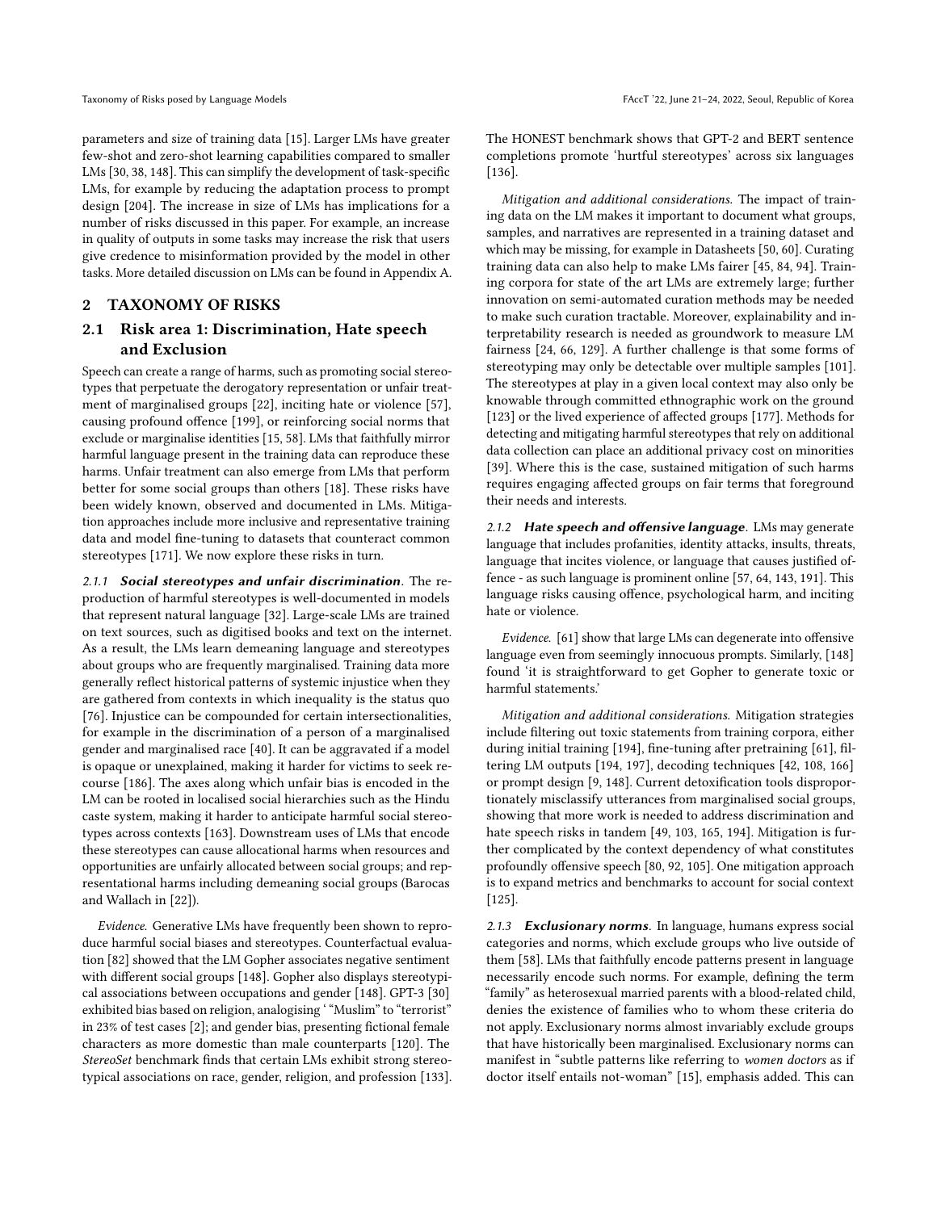parameters and size of training data [15]. Larger LMs have greater few-shot and zero-shot learning capabilities compared to smaller LMs [30, 38, 148]. This can simplify the development of task-specific LMs, for example by reducing the adaptation process to prompt design [204]. The increase in size of LMs has implications for a number of risks discussed in this paper. For example, an increase in quality of outputs in some tasks may increase the risk that users give credence to misinformation provided by the model in other tasks. More detailed discussion on LMs can be found in Appendix A.

## 2 TAXONOMY OF RISKS

### 2.1 Risk area 1: Discrimination, Hate speech and Exclusion

Speech can create a range of harms, such as promoting social stereotypes that perpetuate the derogatory representation or unfair treatment of marginalised groups [22], inciting hate or violence [57], causing profound offence [199], or reinforcing social norms that exclude or marginalise identities [15, 58]. LMs that faithfully mirror harmful language present in the training data can reproduce these harms. Unfair treatment can also emerge from LMs that perform better for some social groups than others [18]. These risks have been widely known, observed and documented in LMs. Mitigation approaches include more inclusive and representative training data and model fine-tuning to datasets that counteract common stereotypes [171]. We now explore these risks in turn.

*2.1.1* ***Social stereotypes and unfair discrimination***. The reproduction of harmful stereotypes is well-documented in models that represent natural language [32]. Large-scale LMs are trained on text sources, such as digitised books and text on the internet. As a result, the LMs learn demeaning language and stereotypes about groups who are frequently marginalised. Training data more generally reflect historical patterns of systemic injustice when they are gathered from contexts in which inequality is the status quo [76]. Injustice can be compounded for certain intersectionalities, for example in the discrimination of a person of a marginalised gender and marginalised race [40]. It can be aggravated if a model is opaque or unexplained, making it harder for victims to seek recourse [186]. The axes along which unfair bias is encoded in the LM can be rooted in localised social hierarchies such as the Hindu caste system, making it harder to anticipate harmful social stereotypes across contexts [163]. Downstream uses of LMs that encode these stereotypes can cause allocational harms when resources and opportunities are unfairly allocated between social groups; and representational harms including demeaning social groups (Barocas and Wallach in [22]).

*Evidence.* Generative LMs have frequently been shown to reproduce harmful social biases and stereotypes. Counterfactual evaluation [82] showed that the LM Gopher associates negative sentiment with different social groups [148]. Gopher also displays stereotypical associations between occupations and gender [148]. GPT-3 [30] exhibited bias based on religion, analogising ' "Muslim" to "terrorist" in 23% of test cases [2]; and gender bias, presenting fictional female characters as more domestic than male counterparts [120]. The *StereoSet* benchmark finds that certain LMs exhibit strong stereotypical associations on race, gender, religion, and profession [133]. The HONEST benchmark shows that GPT-2 and BERT sentence completions promote 'hurtful stereotypes' across six languages [136].

*Mitigation and additional considerations.* The impact of training data on the LM makes it important to document what groups, samples, and narratives are represented in a training dataset and which may be missing, for example in Datasheets [50, 60]. Curating training data can also help to make LMs fairer [45, 84, 94]. Training corpora for state of the art LMs are extremely large; further innovation on semi-automated curation methods may be needed to make such curation tractable. Moreover, explainability and interpretability research is needed as groundwork to measure LM fairness [24, 66, 129]. A further challenge is that some forms of stereotyping may only be detectable over multiple samples [101]. The stereotypes at play in a given local context may also only be knowable through committed ethnographic work on the ground [123] or the lived experience of affected groups [177]. Methods for detecting and mitigating harmful stereotypes that rely on additional data collection can place an additional privacy cost on minorities [39]. Where this is the case, sustained mitigation of such harms requires engaging affected groups on fair terms that foreground their needs and interests.

*2.1.2* ***Hate speech and offensive language***. LMs may generate language that includes profanities, identity attacks, insults, threats, language that incites violence, or language that causes justified offence - as such language is prominent online [57, 64, 143, 191]. This language risks causing offence, psychological harm, and inciting hate or violence.

*Evidence.* [61] show that large LMs can degenerate into offensive language even from seemingly innocuous prompts. Similarly, [148] found 'it is straightforward to get Gopher to generate toxic or harmful statements.'

*Mitigation and additional considerations.* Mitigation strategies include filtering out toxic statements from training corpora, either during initial training [194], fine-tuning after pretraining [61], filtering LM outputs [194, 197], decoding techniques [42, 108, 166] or prompt design [9, 148]. Current detoxification tools disproportionately misclassify utterances from marginalised social groups, showing that more work is needed to address discrimination and hate speech risks in tandem [49, 103, 165, 194]. Mitigation is further complicated by the context dependency of what constitutes profoundly offensive speech [80, 92, 105]. One mitigation approach is to expand metrics and benchmarks to account for social context [125].

*2.1.3* ***Exclusionary norms***. In language, humans express social categories and norms, which exclude groups who live outside of them [58]. LMs that faithfully encode patterns present in language necessarily encode such norms. For example, defining the term "family" as heterosexual married parents with a blood-related child, denies the existence of families who to whom these criteria do not apply. Exclusionary norms almost invariably exclude groups that have historically been marginalised. Exclusionary norms can manifest in "subtle patterns like referring to *women doctors* as if doctor itself entails not-woman" [15], emphasis added. This can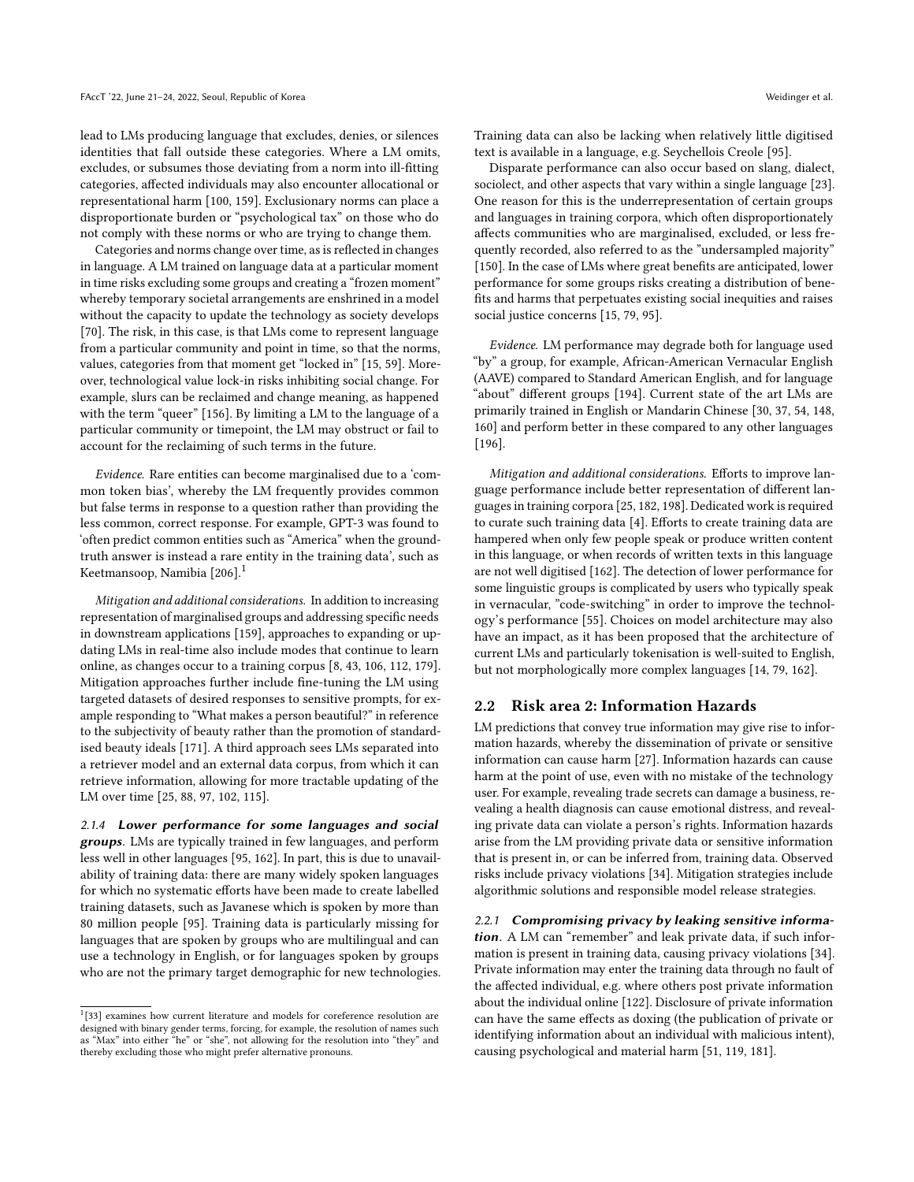lead to LMs producing language that excludes, denies, or silences identities that fall outside these categories. Where a LM omits, excludes, or subsumes those deviating from a norm into ill-fitting categories, affected individuals may also encounter allocational or representational harm [100, 159]. Exclusionary norms can place a disproportionate burden or "psychological tax" on those who do not comply with these norms or who are trying to change them.

Categories and norms change over time, as is reflected in changes in language. A LM trained on language data at a particular moment in time risks excluding some groups and creating a "frozen moment" whereby temporary societal arrangements are enshrined in a model without the capacity to update the technology as society develops [70]. The risk, in this case, is that LMs come to represent language from a particular community and point in time, so that the norms, values, categories from that moment get "locked in" [15, 59]. Moreover, technological value lock-in risks inhibiting social change. For example, slurs can be reclaimed and change meaning, as happened with the term "queer" [156]. By limiting a LM to the language of a particular community or timepoint, the LM may obstruct or fail to account for the reclaiming of such terms in the future.

*Evidence.* Rare entities can become marginalised due to a 'common token bias', whereby the LM frequently provides common but false terms in response to a question rather than providing the less common, correct response. For example, GPT-3 was found to 'often predict common entities such as "America" when the ground-truth answer is instead a rare entity in the training data', such as Keetmansoop, Namibia [206].[1]

*Mitigation and additional considerations.* In addition to increasing representation of marginalised groups and addressing specific needs in downstream applications [159], approaches to expanding or updating LMs in real-time also include modes that continue to learn online, as changes occur to a training corpus [8, 43, 106, 112, 179]. Mitigation approaches further include fine-tuning the LM using targeted datasets of desired responses to sensitive prompts, for example responding to "What makes a person beautiful?" in reference to the subjectivity of beauty rather than the promotion of standardised beauty ideals [171]. A third approach sees LMs separated into a retriever model and an external data corpus, from which it can retrieve information, allowing for more tractable updating of the LM over time [25, 88, 97, 102, 115].

#### 2.1.4 *Lower performance for some languages and social groups.*

LMs are typically trained in few languages, and perform less well in other languages [95, 162]. In part, this is due to unavailability of training data: there are many widely spoken languages for which no systematic efforts have been made to create labelled training datasets, such as Javanese which is spoken by more than 80 million people [95]. Training data is particularly missing for languages that are spoken by groups who are multilingual and can use a technology in English, or for languages spoken by groups who are not the primary target demographic for new technologies. Training data can also be lacking when relatively little digitised text is available in a language, e.g. Seychellois Creole [95].

Disparate performance can also occur based on slang, dialect, sociolect, and other aspects that vary within a single language [23]. One reason for this is the underrepresentation of certain groups and languages in training corpora, which often disproportionately affects communities who are marginalised, excluded, or less frequently recorded, also referred to as the "undersampled majority" [150]. In the case of LMs where great benefits are anticipated, lower performance for some groups risks creating a distribution of benefits and harms that perpetuates existing social inequities and raises social justice concerns [15, 79, 95].

*Evidence.* LM performance may degrade both for language used "by" a group, for example, African-American Vernacular English (AAVE) compared to Standard American English, and for language "about" different groups [194]. Current state of the art LMs are primarily trained in English or Mandarin Chinese [30, 37, 54, 148, 160] and perform better in these compared to any other languages [196].

*Mitigation and additional considerations.* Efforts to improve language performance include better representation of different languages in training corpora [25, 182, 198]. Dedicated work is required to curate such training data [4]. Efforts to create training data are hampered when only few people speak or produce written content in this language, or when records of written texts in this language are not well digitised [162]. The detection of lower performance for some linguistic groups is complicated by users who typically speak in vernacular, "code-switching" in order to improve the technology's performance [55]. Choices on model architecture may also have an impact, as it has been proposed that the architecture of current LMs and particularly tokenisation is well-suited to English, but not morphologically more complex languages [14, 79, 162].

## 2.2 Risk area 2: Information Hazards

LM predictions that convey true information may give rise to information hazards, whereby the dissemination of private or sensitive information can cause harm [27]. Information hazards can cause harm at the point of use, even with no mistake of the technology user. For example, revealing trade secrets can damage a business, revealing a health diagnosis can cause emotional distress, and revealing private data can violate a person's rights. Information hazards arise from the LM providing private data or sensitive information that is present in, or can be inferred from, training data. Observed risks include privacy violations [34]. Mitigation strategies include algorithmic solutions and responsible model release strategies.

#### 2.2.1 *Compromising privacy by leaking sensitive information.*

A LM can "remember" and leak private data, if such information is present in training data, causing privacy violations [34]. Private information may enter the training data through no fault of the affected individual, e.g. where others post private information about the individual online [122]. Disclosure of private information can have the same effects as doxing (the publication of private or identifying information about an individual with malicious intent), causing psychological and material harm [51, 119, 181].

[1] [33] examines how current literature and models for coreference resolution are designed with binary gender terms, forcing, for example, the resolution of names such as "Max" into either "he" or "she", not allowing for the resolution into "they" and thereby excluding those who might prefer alternative pronouns.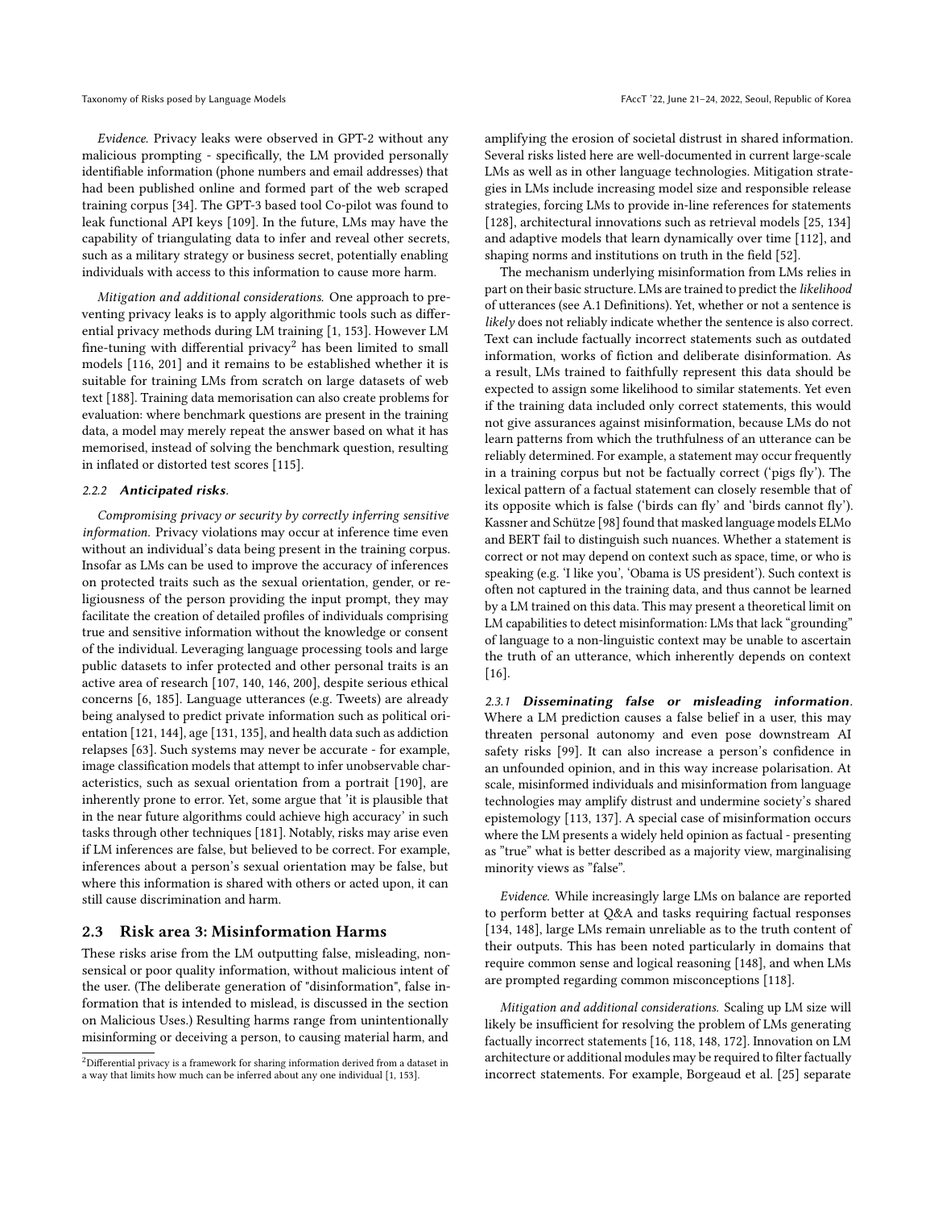*Evidence.* Privacy leaks were observed in GPT-2 without any malicious prompting - specifically, the LM provided personally identifiable information (phone numbers and email addresses) that had been published online and formed part of the web scraped training corpus [34]. The GPT-3 based tool Co-pilot was found to leak functional API keys [109]. In the future, LMs may have the capability of triangulating data to infer and reveal other secrets, such as a military strategy or business secret, potentially enabling individuals with access to this information to cause more harm.

*Mitigation and additional considerations.* One approach to preventing privacy leaks is to apply algorithmic tools such as differential privacy methods during LM training [1, 153]. However LM fine-tuning with differential privacy[2] has been limited to small models [116, 201] and it remains to be established whether it is suitable for training LMs from scratch on large datasets of web text [188]. Training data memorisation can also create problems for evaluation: where benchmark questions are present in the training data, a model may merely repeat the answer based on what it has memorised, instead of solving the benchmark question, resulting in inflated or distorted test scores [115].

#### 2.2.2 *Anticipated risks*.

*Compromising privacy or security by correctly inferring sensitive information.* Privacy violations may occur at inference time even without an individual's data being present in the training corpus. Insofar as LMs can be used to improve the accuracy of inferences on protected traits such as the sexual orientation, gender, or religiousness of the person providing the input prompt, they may facilitate the creation of detailed profiles of individuals comprising true and sensitive information without the knowledge or consent of the individual. Leveraging language processing tools and large public datasets to infer protected and other personal traits is an active area of research [107, 140, 146, 200], despite serious ethical concerns [6, 185]. Language utterances (e.g. Tweets) are already being analysed to predict private information such as political orientation [121, 144], age [131, 135], and health data such as addiction relapses [63]. Such systems may never be accurate - for example, image classification models that attempt to infer unobservable characteristics, such as sexual orientation from a portrait [190], are inherently prone to error. Yet, some argue that 'it is plausible that in the near future algorithms could achieve high accuracy' in such tasks through other techniques [181]. Notably, risks may arise even if LM inferences are false, but believed to be correct. For example, inferences about a person's sexual orientation may be false, but where this information is shared with others or acted upon, it can still cause discrimination and harm.

## 2.3 Risk area 3: Misinformation Harms

These risks arise from the LM outputting false, misleading, nonsensical or poor quality information, without malicious intent of the user. (The deliberate generation of "disinformation", false information that is intended to mislead, is discussed in the section on Malicious Uses.) Resulting harms range from unintentionally misinforming or deceiving a person, to causing material harm, and amplifying the erosion of societal distrust in shared information. Several risks listed here are well-documented in current large-scale LMs as well as in other language technologies. Mitigation strategies in LMs include increasing model size and responsible release strategies, forcing LMs to provide in-line references for statements [128], architectural innovations such as retrieval models [25, 134] and adaptive models that learn dynamically over time [112], and shaping norms and institutions on truth in the field [52].

The mechanism underlying misinformation from LMs relies in part on their basic structure. LMs are trained to predict the *likelihood* of utterances (see A.1 Definitions). Yet, whether or not a sentence is *likely* does not reliably indicate whether the sentence is also correct. Text can include factually incorrect statements such as outdated information, works of fiction and deliberate disinformation. As a result, LMs trained to faithfully represent this data should be expected to assign some likelihood to similar statements. Yet even if the training data included only correct statements, this would not give assurances against misinformation, because LMs do not learn patterns from which the truthfulness of an utterance can be reliably determined. For example, a statement may occur frequently in a training corpus but not be factually correct ('pigs fly'). The lexical pattern of a factual statement can closely resemble that of its opposite which is false ('birds can fly' and 'birds cannot fly'). Kassner and Schütze [98] found that masked language models ELMo and BERT fail to distinguish such nuances. Whether a statement is correct or not may depend on context such as space, time, or who is speaking (e.g. 'I like you', 'Obama is US president'). Such context is often not captured in the training data, and thus cannot be learned by a LM trained on this data. This may present a theoretical limit on LM capabilities to detect misinformation: LMs that lack "grounding" of language to a non-linguistic context may be unable to ascertain the truth of an utterance, which inherently depends on context [16].

#### 2.3.1 *Disseminating false or misleading information*.

Where a LM prediction causes a false belief in a user, this may threaten personal autonomy and even pose downstream AI safety risks [99]. It can also increase a person's confidence in an unfounded opinion, and in this way increase polarisation. At scale, misinformed individuals and misinformation from language technologies may amplify distrust and undermine society's shared epistemology [113, 137]. A special case of misinformation occurs where the LM presents a widely held opinion as factual - presenting as "true" what is better described as a majority view, marginalising minority views as "false".

*Evidence.* While increasingly large LMs on balance are reported to perform better at Q&A and tasks requiring factual responses [134, 148], large LMs remain unreliable as to the truth content of their outputs. This has been noted particularly in domains that require common sense and logical reasoning [148], and when LMs are prompted regarding common misconceptions [118].

*Mitigation and additional considerations.* Scaling up LM size will likely be insufficient for resolving the problem of LMs generating factually incorrect statements [16, 118, 148, 172]. Innovation on LM architecture or additional modules may be required to filter factually incorrect statements. For example, Borgeaud et al. [25] separate

[2] Differential privacy is a framework for sharing information derived from a dataset in a way that limits how much can be inferred about any one individual [1, 153].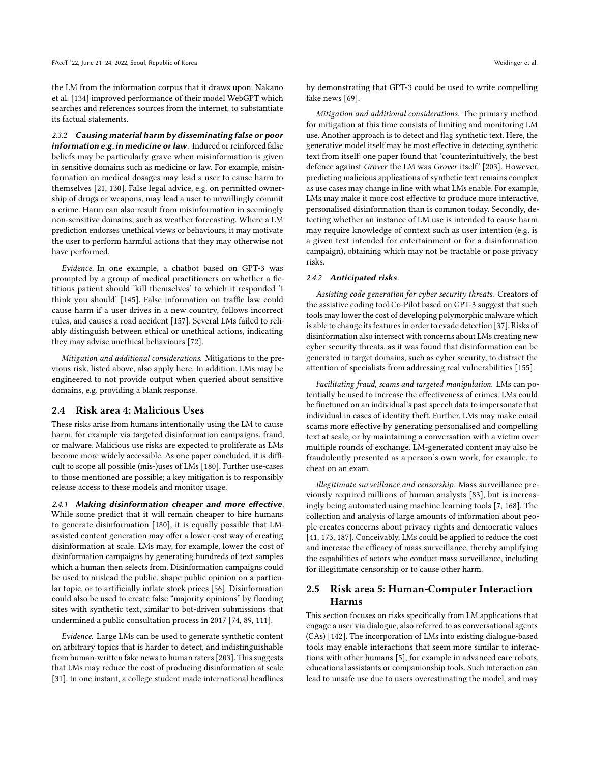the LM from the information corpus that it draws upon. Nakano et al. [134] improved performance of their model WebGPT which searches and references sources from the internet, to substantiate its factual statements.

#### 2.3.2 *Causing material harm by disseminating false or poor information e.g. in medicine or law*.

Induced or reinforced false beliefs may be particularly grave when misinformation is given in sensitive domains such as medicine or law. For example, misinformation on medical dosages may lead a user to cause harm to themselves [21, 130]. False legal advice, e.g. on permitted ownership of drugs or weapons, may lead a user to unwillingly commit a crime. Harm can also result from misinformation in seemingly non-sensitive domains, such as weather forecasting. Where a LM prediction endorses unethical views or behaviours, it may motivate the user to perform harmful actions that they may otherwise not have performed.

*Evidence.* In one example, a chatbot based on GPT-3 was prompted by a group of medical practitioners on whether a fictitious patient should 'kill themselves' to which it responded 'I think you should' [145]. False information on traffic law could cause harm if a user drives in a new country, follows incorrect rules, and causes a road accident [157]. Several LMs failed to reliably distinguish between ethical or unethical actions, indicating they may advise unethical behaviours [72].

*Mitigation and additional considerations.* Mitigations to the previous risk, listed above, also apply here. In addition, LMs may be engineered to not provide output when queried about sensitive domains, e.g. providing a blank response.

### 2.4 Risk area 4: Malicious Uses

These risks arise from humans intentionally using the LM to cause harm, for example via targeted disinformation campaigns, fraud, or malware. Malicious use risks are expected to proliferate as LMs become more widely accessible. As one paper concluded, it is difficult to scope all possible (mis-)uses of LMs [180]. Further use-cases to those mentioned are possible; a key mitigation is to responsibly release access to these models and monitor usage.

#### 2.4.1 *Making disinformation cheaper and more effective*.

While some predict that it will remain cheaper to hire humans to generate disinformation [180], it is equally possible that LM-assisted content generation may offer a lower-cost way of creating disinformation at scale. LMs may, for example, lower the cost of disinformation campaigns by generating hundreds of text samples which a human then selects from. Disinformation campaigns could be used to mislead the public, shape public opinion on a particular topic, or to artificially inflate stock prices [56]. Disinformation could also be used to create false "majority opinions" by flooding sites with synthetic text, similar to bot-driven submissions that undermined a public consultation process in 2017 [74, 89, 111].

*Evidence.* Large LMs can be used to generate synthetic content on arbitrary topics that is harder to detect, and indistinguishable from human-written fake news to human raters [203]. This suggests that LMs may reduce the cost of producing disinformation at scale [31]. In one instant, a college student made international headlines by demonstrating that GPT-3 could be used to write compelling fake news [69].

*Mitigation and additional considerations.* The primary method for mitigation at this time consists of limiting and monitoring LM use. Another approach is to detect and flag synthetic text. Here, the generative model itself may be most effective in detecting synthetic text from itself: one paper found that 'counterintuitively, the best defence against *Grover* the LM was *Grover* itself' [203]. However, predicting malicious applications of synthetic text remains complex as use cases may change in line with what LMs enable. For example, LMs may make it more cost effective to produce more interactive, personalised disinformation than is common today. Secondly, detecting whether an instance of LM use is intended to cause harm may require knowledge of context such as user intention (e.g. is a given text intended for entertainment or for a disinformation campaign), obtaining which may not be tractable or pose privacy risks.

#### 2.4.2 *Anticipated risks*.

*Assisting code generation for cyber security threats.* Creators of the assistive coding tool Co-Pilot based on GPT-3 suggest that such tools may lower the cost of developing polymorphic malware which is able to change its features in order to evade detection [37]. Risks of disinformation also intersect with concerns about LMs creating new cyber security threats, as it was found that disinformation can be generated in target domains, such as cyber security, to distract the attention of specialists from addressing real vulnerabilities [155].

*Facilitating fraud, scams and targeted manipulation.* LMs can potentially be used to increase the effectiveness of crimes. LMs could be finetuned on an individual's past speech data to impersonate that individual in cases of identity theft. Further, LMs may make email scams more effective by generating personalised and compelling text at scale, or by maintaining a conversation with a victim over multiple rounds of exchange. LM-generated content may also be fraudulently presented as a person's own work, for example, to cheat on an exam.

*Illegitimate surveillance and censorship.* Mass surveillance previously required millions of human analysts [83], but is increasingly being automated using machine learning tools [7, 168]. The collection and analysis of large amounts of information about people creates concerns about privacy rights and democratic values [41, 173, 187]. Conceivably, LMs could be applied to reduce the cost and increase the efficacy of mass surveillance, thereby amplifying the capabilities of actors who conduct mass surveillance, including for illegitimate censorship or to cause other harm.

### 2.5 Risk area 5: Human-Computer Interaction Harms

This section focuses on risks specifically from LM applications that engage a user via dialogue, also referred to as conversational agents (CAs) [142]. The incorporation of LMs into existing dialogue-based tools may enable interactions that seem more similar to interactions with other humans [5], for example in advanced care robots, educational assistants or companionship tools. Such interaction can lead to unsafe use due to users overestimating the model, and may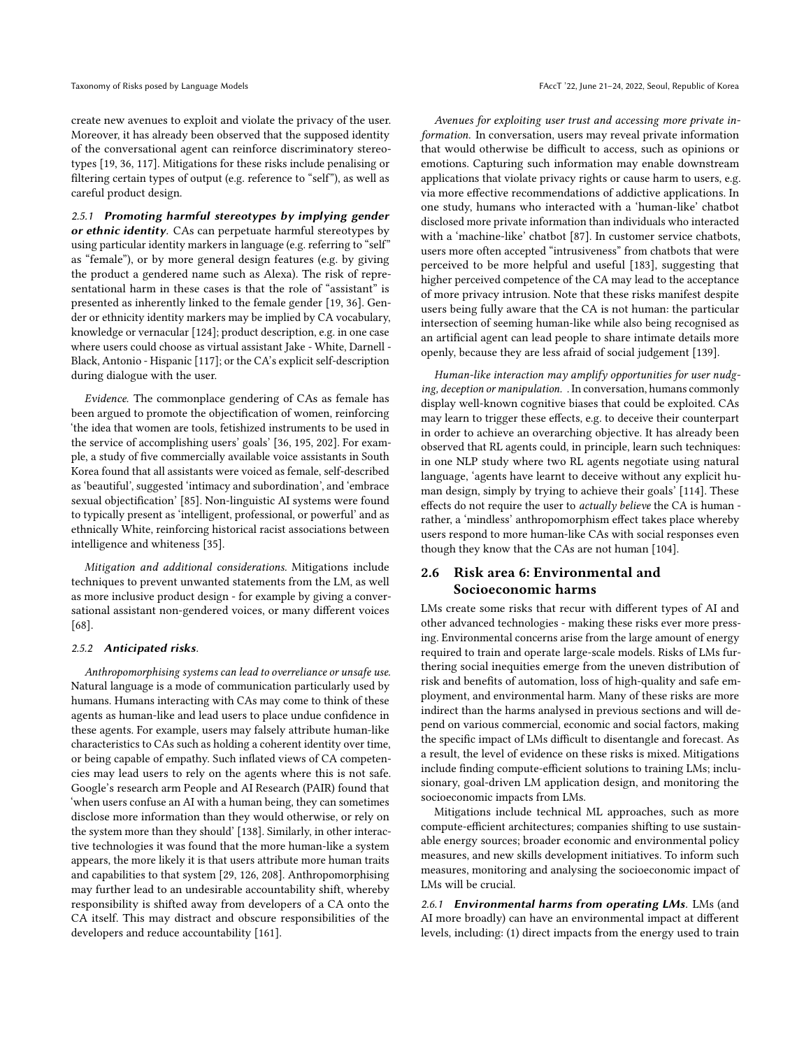create new avenues to exploit and violate the privacy of the user. Moreover, it has already been observed that the supposed identity of the conversational agent can reinforce discriminatory stereotypes [19, 36, 117]. Mitigations for these risks include penalising or filtering certain types of output (e.g. reference to "self"), as well as careful product design.

#### 2.5.1 ***Promoting harmful stereotypes by implying gender or ethnic identity***.

CAs can perpetuate harmful stereotypes by using particular identity markers in language (e.g. referring to "self" as "female"), or by more general design features (e.g. by giving the product a gendered name such as Alexa). The risk of representational harm in these cases is that the role of "assistant" is presented as inherently linked to the female gender [19, 36]. Gender or ethnicity identity markers may be implied by CA vocabulary, knowledge or vernacular [124]; product description, e.g. in one case where users could choose as virtual assistant Jake - White, Darnell - Black, Antonio - Hispanic [117]; or the CA's explicit self-description during dialogue with the user.

*Evidence.* The commonplace gendering of CAs as female has been argued to promote the objectification of women, reinforcing 'the idea that women are tools, fetishized instruments to be used in the service of accomplishing users' goals' [36, 195, 202]. For example, a study of five commercially available voice assistants in South Korea found that all assistants were voiced as female, self-described as 'beautiful', suggested 'intimacy and subordination', and 'embrace sexual objectification' [85]. Non-linguistic AI systems were found to typically present as 'intelligent, professional, or powerful' and as ethnically White, reinforcing historical racist associations between intelligence and whiteness [35].

*Mitigation and additional considerations.* Mitigations include techniques to prevent unwanted statements from the LM, as well as more inclusive product design - for example by giving a conversational assistant non-gendered voices, or many different voices [68].

#### 2.5.2 ***Anticipated risks***.

*Anthropomorphising systems can lead to overreliance or unsafe use.* Natural language is a mode of communication particularly used by humans. Humans interacting with CAs may come to think of these agents as human-like and lead users to place undue confidence in these agents. For example, users may falsely attribute human-like characteristics to CAs such as holding a coherent identity over time, or being capable of empathy. Such inflated views of CA competencies may lead users to rely on the agents where this is not safe. Google's research arm People and AI Research (PAIR) found that 'when users confuse an AI with a human being, they can sometimes disclose more information than they would otherwise, or rely on the system more than they should' [138]. Similarly, in other interactive technologies it was found that the more human-like a system appears, the more likely it is that users attribute more human traits and capabilities to that system [29, 126, 208]. Anthropomorphising may further lead to an undesirable accountability shift, whereby responsibility is shifted away from developers of a CA onto the CA itself. This may distract and obscure responsibilities of the developers and reduce accountability [161].

*Avenues for exploiting user trust and accessing more private information.* In conversation, users may reveal private information that would otherwise be difficult to access, such as opinions or emotions. Capturing such information may enable downstream applications that violate privacy rights or cause harm to users, e.g. via more effective recommendations of addictive applications. In one study, humans who interacted with a 'human-like' chatbot disclosed more private information than individuals who interacted with a 'machine-like' chatbot [87]. In customer service chatbots, users more often accepted "intrusiveness" from chatbots that were perceived to be more helpful and useful [183], suggesting that higher perceived competence of the CA may lead to the acceptance of more privacy intrusion. Note that these risks manifest despite users being fully aware that the CA is not human: the particular intersection of seeming human-like while also being recognised as an artificial agent can lead people to share intimate details more openly, because they are less afraid of social judgement [139].

*Human-like interaction may amplify opportunities for user nudging, deception or manipulation.* . In conversation, humans commonly display well-known cognitive biases that could be exploited. CAs may learn to trigger these effects, e.g. to deceive their counterpart in order to achieve an overarching objective. It has already been observed that RL agents could, in principle, learn such techniques: in one NLP study where two RL agents negotiate using natural language, 'agents have learnt to deceive without any explicit human design, simply by trying to achieve their goals' [114]. These effects do not require the user to *actually believe* the CA is human - rather, a 'mindless' anthropomorphism effect takes place whereby users respond to more human-like CAs with social responses even though they know that the CAs are not human [104].

## 2.6 Risk area 6: Environmental and Socioeconomic harms

LMs create some risks that recur with different types of AI and other advanced technologies - making these risks ever more pressing. Environmental concerns arise from the large amount of energy required to train and operate large-scale models. Risks of LMs furthering social inequities emerge from the uneven distribution of risk and benefits of automation, loss of high-quality and safe employment, and environmental harm. Many of these risks are more indirect than the harms analysed in previous sections and will depend on various commercial, economic and social factors, making the specific impact of LMs difficult to disentangle and forecast. As a result, the level of evidence on these risks is mixed. Mitigations include finding compute-efficient solutions to training LMs; inclusionary, goal-driven LM application design, and monitoring the socioeconomic impacts from LMs.

Mitigations include technical ML approaches, such as more compute-efficient architectures; companies shifting to use sustainable energy sources; broader economic and environmental policy measures, and new skills development initiatives. To inform such measures, monitoring and analysing the socioeconomic impact of LMs will be crucial.

#### 2.6.1 ***Environmental harms from operating LMs***.

LMs (and AI more broadly) can have an environmental impact at different levels, including: (1) direct impacts from the energy used to train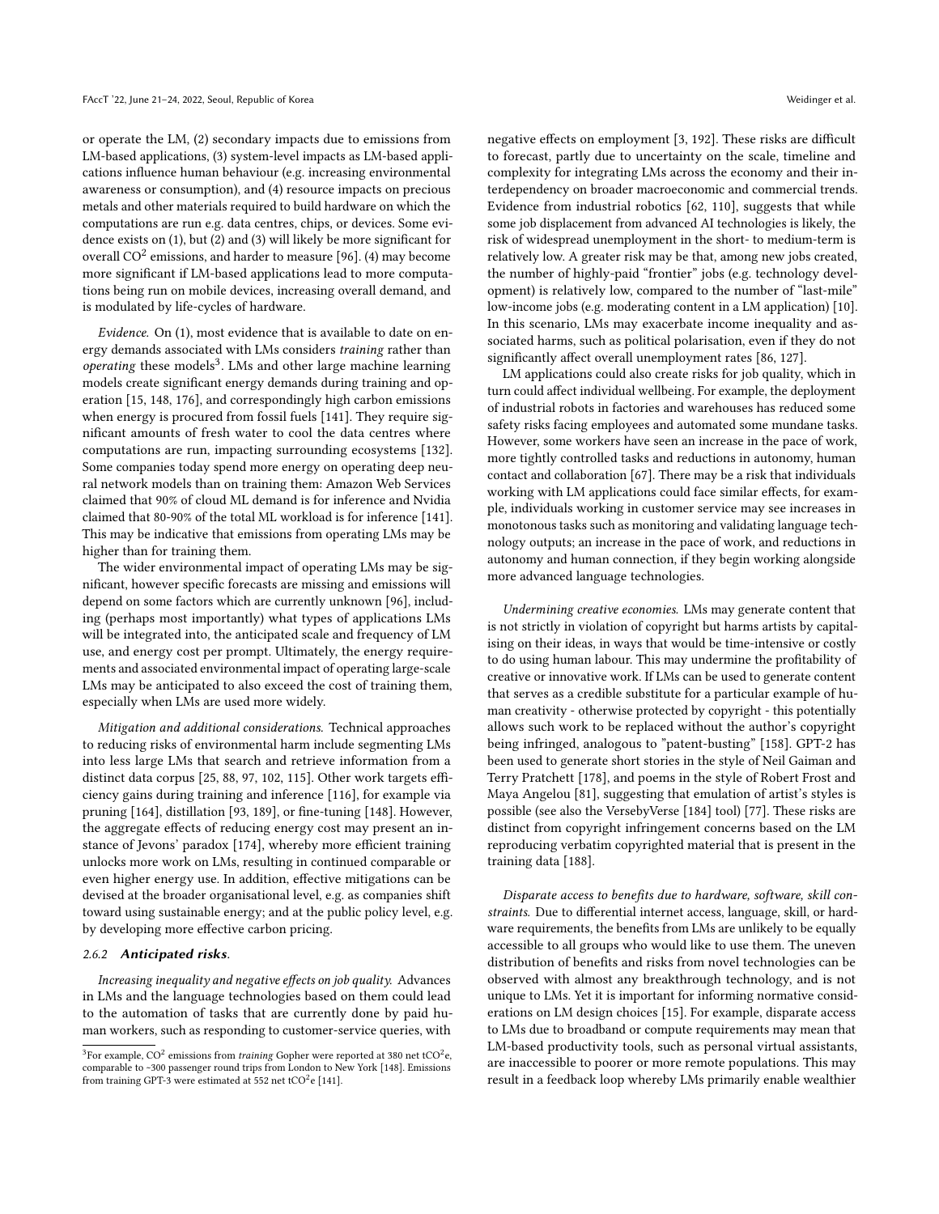or operate the LM, (2) secondary impacts due to emissions from LM-based applications, (3) system-level impacts as LM-based applications influence human behaviour (e.g. increasing environmental awareness or consumption), and (4) resource impacts on precious metals and other materials required to build hardware on which the computations are run e.g. data centres, chips, or devices. Some evidence exists on (1), but (2) and (3) will likely be more significant for overall $CO^2$ emissions, and harder to measure [96]. (4) may become more significant if LM-based applications lead to more computations being run on mobile devices, increasing overall demand, and is modulated by life-cycles of hardware.

*Evidence.* On (1), most evidence that is available to date on energy demands associated with LMs considers *training* rather than *operating* these models[3]. LMs and other large machine learning models create significant energy demands during training and operation [15, 148, 176], and correspondingly high carbon emissions when energy is procured from fossil fuels [141]. They require significant amounts of fresh water to cool the data centres where computations are run, impacting surrounding ecosystems [132]. Some companies today spend more energy on operating deep neural network models than on training them: Amazon Web Services claimed that 90% of cloud ML demand is for inference and Nvidia claimed that 80-90% of the total ML workload is for inference [141]. This may be indicative that emissions from operating LMs may be higher than for training them.

The wider environmental impact of operating LMs may be significant, however specific forecasts are missing and emissions will depend on some factors which are currently unknown [96], including (perhaps most importantly) what types of applications LMs will be integrated into, the anticipated scale and frequency of LM use, and energy cost per prompt. Ultimately, the energy requirements and associated environmental impact of operating large-scale LMs may be anticipated to also exceed the cost of training them, especially when LMs are used more widely.

*Mitigation and additional considerations.* Technical approaches to reducing risks of environmental harm include segmenting LMs into less large LMs that search and retrieve information from a distinct data corpus [25, 88, 97, 102, 115]. Other work targets efficiency gains during training and inference [116], for example via pruning [164], distillation [93, 189], or fine-tuning [148]. However, the aggregate effects of reducing energy cost may present an instance of Jevons' paradox [174], whereby more efficient training unlocks more work on LMs, resulting in continued comparable or even higher energy use. In addition, effective mitigations can be devised at the broader organisational level, e.g. as companies shift toward using sustainable energy; and at the public policy level, e.g. by developing more effective carbon pricing.

#### 2.6.2 *Anticipated risks*.

*Increasing inequality and negative effects on job quality.* Advances in LMs and the language technologies based on them could lead to the automation of tasks that are currently done by paid human workers, such as responding to customer-service queries, with negative effects on employment [3, 192]. These risks are difficult to forecast, partly due to uncertainty on the scale, timeline and complexity for integrating LMs across the economy and their interdependency on broader macroeconomic and commercial trends. Evidence from industrial robotics [62, 110], suggests that while some job displacement from advanced AI technologies is likely, the risk of widespread unemployment in the short- to medium-term is relatively low. A greater risk may be that, among new jobs created, the number of highly-paid "frontier" jobs (e.g. technology development) is relatively low, compared to the number of "last-mile" low-income jobs (e.g. moderating content in a LM application) [10]. In this scenario, LMs may exacerbate income inequality and associated harms, such as political polarisation, even if they do not significantly affect overall unemployment rates [86, 127].

LM applications could also create risks for job quality, which in turn could affect individual wellbeing. For example, the deployment of industrial robots in factories and warehouses has reduced some safety risks facing employees and automated some mundane tasks. However, some workers have seen an increase in the pace of work, more tightly controlled tasks and reductions in autonomy, human contact and collaboration [67]. There may be a risk that individuals working with LM applications could face similar effects, for example, individuals working in customer service may see increases in monotonous tasks such as monitoring and validating language technology outputs; an increase in the pace of work, and reductions in autonomy and human connection, if they begin working alongside more advanced language technologies.

*Undermining creative economies.* LMs may generate content that is not strictly in violation of copyright but harms artists by capitalising on their ideas, in ways that would be time-intensive or costly to do using human labour. This may undermine the profitability of creative or innovative work. If LMs can be used to generate content that serves as a credible substitute for a particular example of human creativity - otherwise protected by copyright - this potentially allows such work to be replaced without the author's copyright being infringed, analogous to "patent-busting" [158]. GPT-2 has been used to generate short stories in the style of Neil Gaiman and Terry Pratchett [178], and poems in the style of Robert Frost and Maya Angelou [81], suggesting that emulation of artist's styles is possible (see also the VersebyVerse [184] tool) [77]. These risks are distinct from copyright infringement concerns based on the LM reproducing verbatim copyrighted material that is present in the training data [188].

*Disparate access to benefits due to hardware, software, skill constraints.* Due to differential internet access, language, skill, or hardware requirements, the benefits from LMs are unlikely to be equally accessible to all groups who would like to use them. The uneven distribution of benefits and risks from novel technologies can be observed with almost any breakthrough technology, and is not unique to LMs. Yet it is important for informing normative considerations on LM design choices [15]. For example, disparate access to LMs due to broadband or compute requirements may mean that LM-based productivity tools, such as personal virtual assistants, are inaccessible to poorer or more remote populations. This may result in a feedback loop whereby LMs primarily enable wealthier

[3] For example, $CO^2$ emissions from *training* Gopher were reported at 380 net $tCO^2e$, comparable to ~300 passenger round trips from London to New York [148]. Emissions from training GPT-3 were estimated at 552 net $tCO^2e$ [141].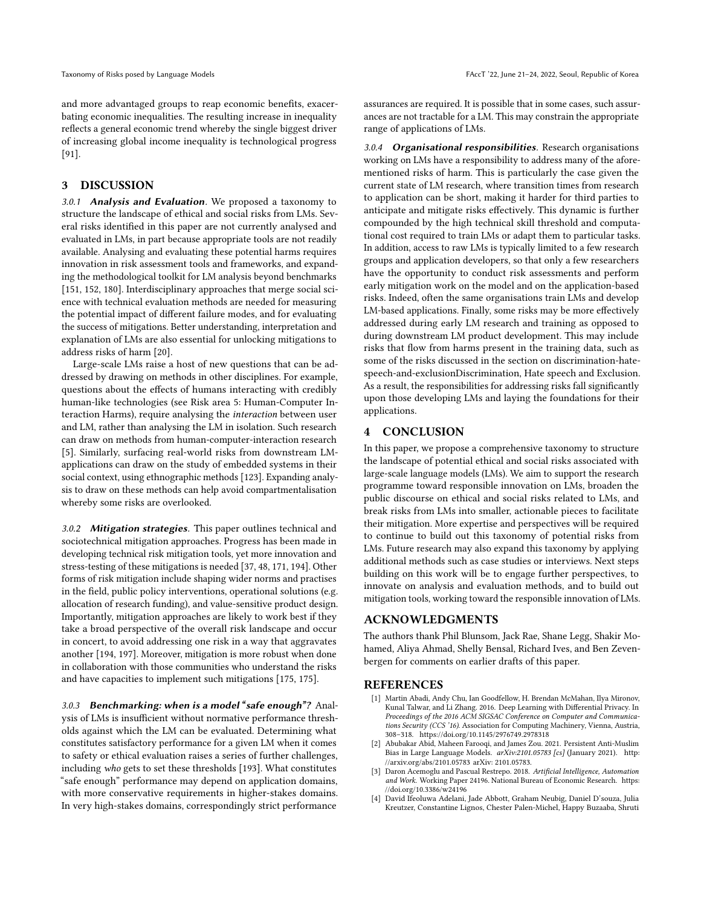and more advantaged groups to reap economic benefits, exacerbating economic inequalities. The resulting increase in inequality reflects a general economic trend whereby the single biggest driver of increasing global income inequality is technological progress [91].

## 3 DISCUSSION

#### 3.0.1 *Analysis and Evaluation*.

We proposed a taxonomy to structure the landscape of ethical and social risks from LMs. Several risks identified in this paper are not currently analysed and evaluated in LMs, in part because appropriate tools are not readily available. Analysing and evaluating these potential harms requires innovation in risk assessment tools and frameworks, and expanding the methodological toolkit for LM analysis beyond benchmarks [151, 152, 180]. Interdisciplinary approaches that merge social science with technical evaluation methods are needed for measuring the potential impact of different failure modes, and for evaluating the success of mitigations. Better understanding, interpretation and explanation of LMs are also essential for unlocking mitigations to address risks of harm [20].

Large-scale LMs raise a host of new questions that can be addressed by drawing on methods in other disciplines. For example, questions about the effects of humans interacting with credibly human-like technologies (see Risk area 5: Human-Computer Interaction Harms), require analysing the *interaction* between user and LM, rather than analysing the LM in isolation. Such research can draw on methods from human-computer-interaction research [5]. Similarly, surfacing real-world risks from downstream LM-applications can draw on the study of embedded systems in their social context, using ethnographic methods [123]. Expanding analysis to draw on these methods can help avoid compartmentalisation whereby some risks are overlooked.

#### 3.0.2 *Mitigation strategies*.

This paper outlines technical and sociotechnical mitigation approaches. Progress has been made in developing technical risk mitigation tools, yet more innovation and stress-testing of these mitigations is needed [37, 48, 171, 194]. Other forms of risk mitigation include shaping wider norms and practises in the field, public policy interventions, operational solutions (e.g. allocation of research funding), and value-sensitive product design. Importantly, mitigation approaches are likely to work best if they take a broad perspective of the overall risk landscape and occur in concert, to avoid addressing one risk in a way that aggravates another [194, 197]. Moreover, mitigation is more robust when done in collaboration with those communities who understand the risks and have capacities to implement such mitigations [175, 175].

#### 3.0.3 *Benchmarking: when is a model "safe enough"?*

Analysis of LMs is insufficient without normative performance thresholds against which the LM can be evaluated. Determining what constitutes satisfactory performance for a given LM when it comes to safety or ethical evaluation raises a series of further challenges, including *who* gets to set these thresholds [193]. What constitutes "safe enough" performance may depend on application domains, with more conservative requirements in higher-stakes domains. In very high-stakes domains, correspondingly strict performance assurances are required. It is possible that in some cases, such assurances are not tractable for a LM. This may constrain the appropriate range of applications of LMs.

#### 3.0.4 *Organisational responsibilities*.

Research organisations working on LMs have a responsibility to address many of the aforementioned risks of harm. This is particularly the case given the current state of LM research, where transition times from research to application can be short, making it harder for third parties to anticipate and mitigate risks effectively. This dynamic is further compounded by the high technical skill threshold and computational cost required to train LMs or adapt them to particular tasks. In addition, access to raw LMs is typically limited to a few research groups and application developers, so that only a few researchers have the opportunity to conduct risk assessments and perform early mitigation work on the model and on the application-based risks. Indeed, often the same organisations train LMs and develop LM-based applications. Finally, some risks may be more effectively addressed during early LM research and training as opposed to during downstream LM product development. This may include risks that flow from harms present in the training data, such as some of the risks discussed in the section on discrimination-hate-speech-and-exclusionDiscrimination, Hate speech and Exclusion. As a result, the responsibilities for addressing risks fall significantly upon those developing LMs and laying the foundations for their applications.

## 4 CONCLUSION

In this paper, we propose a comprehensive taxonomy to structure the landscape of potential ethical and social risks associated with large-scale language models (LMs). We aim to support the research programme toward responsible innovation on LMs, broaden the public discourse on ethical and social risks related to LMs, and break risks from LMs into smaller, actionable pieces to facilitate their mitigation. More expertise and perspectives will be required to continue to build out this taxonomy of potential risks from LMs. Future research may also expand this taxonomy by applying additional methods such as case studies or interviews. Next steps building on this work will be to engage further perspectives, to innovate on analysis and evaluation methods, and to build out mitigation tools, working toward the responsible innovation of LMs.

## ACKNOWLEDGMENTS

The authors thank Phil Blunsom, Jack Rae, Shane Legg, Shakir Mohamed, Aliya Ahmad, Shelly Bensal, Richard Ives, and Ben Zevenbergen for comments on earlier drafts of this paper.

## REFERENCES

[1] Martin Abadi, Andy Chu, Ian Goodfellow, H. Brendan McMahan, Ilya Mironov, Kunal Talwar, and Li Zhang. 2016. Deep Learning with Differential Privacy. In *Proceedings of the 2016 ACM SIGSAC Conference on Computer and Communications Security (CCS '16)*. Association for Computing Machinery, Vienna, Austria, 308–318. https://doi.org/10.1145/2976749.2978318

[2] Abubakar Abid, Maheen Farooqi, and James Zou. 2021. Persistent Anti-Muslim Bias in Large Language Models. *arXiv:2101.05783 [cs]* (January 2021). http://arxiv.org/abs/2101.05783 arXiv: 2101.05783.

[3] Daron Acemoglu and Pascual Restrepo. 2018. *Artificial Intelligence, Automation and Work.* Working Paper 24196. National Bureau of Economic Research. https://doi.org/10.3386/w24196

[4] David Ifeoluwa Adelani, Jade Abbott, Graham Neubig, Daniel D'souza, Julia Kreutzer, Constantine Lignos, Chester Palen-Michel, Happy Buzaaba, Shruti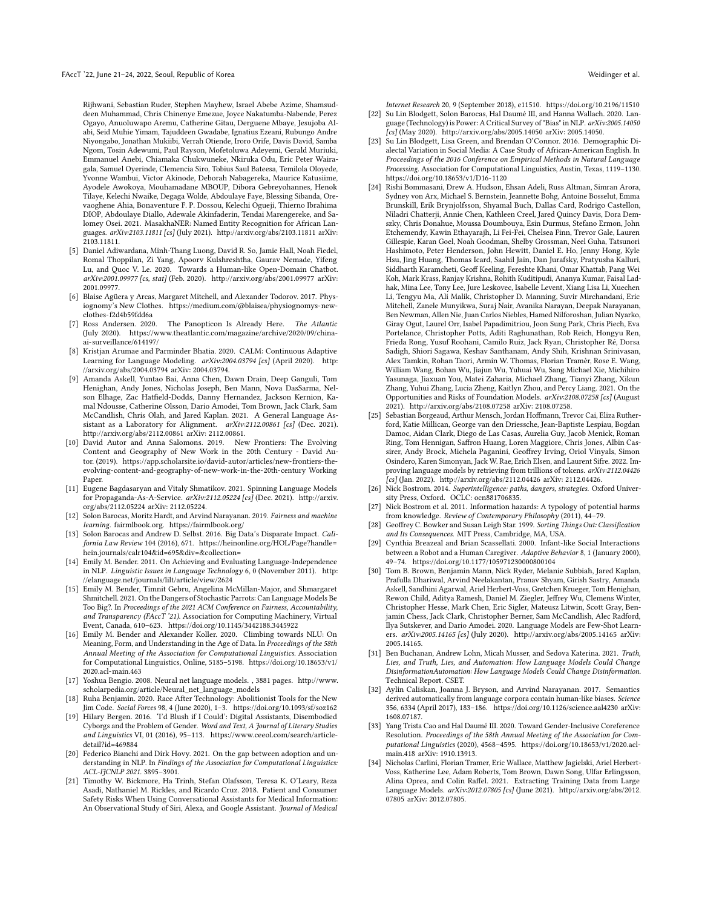Rijhwani, Sebastian Ruder, Stephen Mayhew, Israel Abebe Azime, Shamsuddeen Muhammad, Chris Chinenye Emezue, Joyce Nakatumba-Nabende, Perez Ogayo, Anuoluwapo Aremu, Catherine Gitau, Derguene Mbaye, Jesujoba Alabi, Seid Muhie Yimam, Tajuddeen Gwadabe, Ignatius Ezeani, Rubungo Andre Niyongabo, Jonathan Mukiibi, Verrah Otiende, Iroro Orife, Davis David, Samba Ngom, Tosin Adewumi, Paul Rayson, Mofetoluwa Adeyemi, Gerald Muriuki, Emmanuel Anebi, Chiamaka Chukwuneke, Nkiruka Odu, Eric Peter Wairagala, Samuel Oyerinde, Clemencia Siro, Tobius Saul Bateesa, Temilola Oloyede, Yvonne Wambui, Victor Akinode, Deborah Nabagereka, Maurice Katusiime, Ayodele Awokoya, Mouhamadane MBOUP, Dibora Gebreyohannes, Henok Tilaye, Kelechi Nwaike, Degaga Wolde, Abdoulaye Faye, Blessing Sibanda, Orevaoghene Ahia, Bonaventure F. P. Dossou, Kelechi Ogueji, Thierno Ibrahima DIOP, Abdoulaye Diallo, Adewale Akinfaderin, Tendai Marengereke, and Salomey Osei. 2021. MasakhaNER: Named Entity Recognition for African Languages. *arXiv:2103.11811 [cs]* (July 2021). http://arxiv.org/abs/2103.11811 arXiv: 2103.11811.

[5] Daniel Adiwardana, Minh-Thang Luong, David R. So, Jamie Hall, Noah Fiedel, Romal Thoppilan, Zi Yang, Apoorv Kulshreshtha, Gaurav Nemade, Yifeng Lu, and Quoc V. Le. 2020. Towards a Human-like Open-Domain Chatbot. *arXiv:2001.09977 [cs, stat]* (Feb. 2020). http://arxiv.org/abs/2001.09977 arXiv: 2001.09977.

[6] Blaise Agüera y Arcas, Margaret Mitchell, and Alexander Todorov. 2017. Physiognomy's New Clothes. https://medium.com/@blaisea/physiognomys-new-clothes-f2d4b59fdd6a

[7] Ross Andersen. 2020. The Panopticon Is Already Here. *The Atlantic* (July 2020). https://www.theatlantic.com/magazine/archive/2020/09/china-ai-surveillance/614197/

[8] Kristjan Arumae and Parminder Bhatia. 2020. CALM: Continuous Adaptive Learning for Language Modeling. *arXiv:2004.03794 [cs]* (April 2020). http://arxiv.org/abs/2004.03794 arXiv: 2004.03794.

[9] Amanda Askell, Yuntao Bai, Anna Chen, Dawn Drain, Deep Ganguli, Tom Henighan, Andy Jones, Nicholas Joseph, Ben Mann, Nova DasSarma, Nelson Elhage, Zac Hatfield-Dodds, Danny Hernandez, Jackson Kernion, Kamal Ndousse, Catherine Olsson, Dario Amodei, Tom Brown, Jack Clark, Sam McCandlish, Chris Olah, and Jared Kaplan. 2021. A General Language Assistant as a Laboratory for Alignment. *arXiv:2112.00861 [cs]* (Dec. 2021). http://arxiv.org/abs/2112.00861 arXiv: 2112.00861.

[10] David Autor and Anna Salomons. 2019. New Frontiers: The Evolving Content and Geography of New Work in the 20th Century - David Autor. (2019). https://app.scholarsite.io/david-autor/articles/new-frontiers-the-evolving-content-and-geography-of-new-work-in-the-20th-century Working Paper.

[11] Eugene Bagdasaryan and Vitaly Shmatikov. 2021. Spinning Language Models for Propaganda-As-A-Service. *arXiv:2112.05224 [cs]* (Dec. 2021). http://arxiv.org/abs/2112.05224 arXiv: 2112.05224.

[12] Solon Barocas, Moritz Hardt, and Arvind Narayanan. 2019. *Fairness and machine learning*. fairmlbook.org. https://fairmlbook.org/

[13] Solon Barocas and Andrew D. Selbst. 2016. Big Data's Disparate Impact. *California Law Review* 104 (2016), 671. https://heinonline.org/HOL/Page?handle=hein.journals/calr104&id=695&div=&collection=

[14] Emily M. Bender. 2011. On Achieving and Evaluating Language-Independence in NLP. *Linguistic Issues in Language Technology* 6, 0 (November 2011). http://elanguage.net/journals/lilt/article/view/2624

[15] Emily M. Bender, Timnit Gebru, Angelina McMillan-Major, and Shmargaret Shmitchell. 2021. On the Dangers of Stochastic Parrots: Can Language Models Be Too Big?. In *Proceedings of the 2021 ACM Conference on Fairness, Accountability, and Transparency (FAccT '21)*. Association for Computing Machinery, Virtual Event, Canada, 610–623. https://doi.org/10.1145/3442188.3445922

[16] Emily M. Bender and Alexander Koller. 2020. Climbing towards NLU: On Meaning, Form, and Understanding in the Age of Data. In *Proceedings of the 58th Annual Meeting of the Association for Computational Linguistics*. Association for Computational Linguistics, Online, 5185–5198. https://doi.org/10.18653/v1/2020.acl-main.463

[17] Yoshua Bengio. 2008. Neural net language models. , 3881 pages. http://www.scholarpedia.org/article/Neural_net_language_models

[18] Ruha Benjamin. 2020. Race After Technology: Abolitionist Tools for the New Jim Code. *Social Forces* 98, 4 (June 2020), 1–3. https://doi.org/10.1093/sf/soz162

[19] Hilary Bergen. 2016. 'I'd Blush if I Could': Digital Assistants, Disembodied Cyborgs and the Problem of Gender. *Word and Text, A Journal of Literary Studies and Linguistics* VI, 01 (2016), 95–113. https://www.ceeol.com/search/article-detail?id=469884

[20] Federico Bianchi and Dirk Hovy. 2021. On the gap between adoption and understanding in NLP. In *Findings of the Association for Computational Linguistics: ACL-IJCNLP 2021*. 3895–3901.

[21] Timothy W. Bickmore, Ha Trinh, Stefan Olafsson, Teresa K. O'Leary, Reza Asadi, Nathaniel M. Rickles, and Ricardo Cruz. 2018. Patient and Consumer Safety Risks When Using Conversational Assistants for Medical Information: An Observational Study of Siri, Alexa, and Google Assistant. *Journal of Medical Internet Research* 20, 9 (September 2018), e11510. https://doi.org/10.2196/11510

[22] Su Lin Blodgett, Solon Barocas, Hal Daumé III, and Hanna Wallach. 2020. Language (Technology) is Power: A Critical Survey of "Bias" in NLP. *arXiv:2005.14050 [cs]* (May 2020). http://arxiv.org/abs/2005.14050 arXiv: 2005.14050.

[23] Su Lin Blodgett, Lisa Green, and Brendan O'Connor. 2016. Demographic Dialectal Variation in Social Media: A Case Study of African-American English. In *Proceedings of the 2016 Conference on Empirical Methods in Natural Language Processing*. Association for Computational Linguistics, Austin, Texas, 1119–1130. https://doi.org/10.18653/v1/D16-1120

[24] Rishi Bommasani, Drew A. Hudson, Ehsan Adeli, Russ Altman, Simran Arora, Sydney von Arx, Michael S. Bernstein, Jeannette Bohg, Antoine Bosselut, Emma Brunskill, Erik Brynjolfsson, Shyamal Buch, Dallas Card, Rodrigo Castellon, Niladri Chatterji, Annie Chen, Kathleen Creel, Jared Quincy Davis, Dora Demszky, Chris Donahue, Moussa Doumbouya, Esin Durmus, Stefano Ermon, John Etchemendy, Kawin Ethayarajh, Li Fei-Fei, Chelsea Finn, Trevor Gale, Lauren Gillespie, Karan Goel, Noah Goodman, Shelby Grossman, Neel Guha, Tatsunori Hashimoto, Peter Henderson, John Hewitt, Daniel E. Ho, Jenny Hong, Kyle Hsu, Jing Huang, Thomas Icard, Saahil Jain, Dan Jurafsky, Pratyusha Kalluri, Siddharth Karamcheti, Geoff Keeling, Fereshte Khani, Omar Khattab, Pang Wei Koh, Mark Krass, Ranjay Krishna, Rohith Kuditipudi, Ananya Kumar, Faisal Ladhak, Mina Lee, Tony Lee, Jure Leskovec, Isabelle Levent, Xiang Lisa Li, Xuechen Li, Tengyu Ma, Ali Malik, Christopher D. Manning, Suvir Mirchandani, Eric Mitchell, Zanele Munyikwa, Suraj Nair, Avanika Narayan, Deepak Narayanan, Ben Newman, Allen Nie, Juan Carlos Niebles, Hamed Nilforoshan, Julian Nyarko, Giray Ogut, Laurel Orr, Isabel Papadimitriou, Joon Sung Park, Chris Piech, Eva Portelance, Christopher Potts, Aditi Raghunathan, Rob Reich, Hongyu Ren, Frieda Rong, Yusuf Roohani, Camilo Ruiz, Jack Ryan, Christopher Ré, Dorsa Sadigh, Shiori Sagawa, Keshav Santhanam, Andy Shih, Krishnan Srinivasan, Alex Tamkin, Rohan Taori, Armin W. Thomas, Florian Tramèr, Rose E. Wang, William Wang, Bohan Wu, Jiajun Wu, Yuhuai Wu, Sang Michael Xie, Michihiro Yasunaga, Jiaxuan You, Matei Zaharia, Michael Zhang, Tianyi Zhang, Xikun Zhang, Yuhui Zhang, Lucia Zheng, Kaitlyn Zhou, and Percy Liang. 2021. On the Opportunities and Risks of Foundation Models. *arXiv:2108.07258 [cs]* (August 2021). http://arxiv.org/abs/2108.07258 arXiv: 2108.07258.

[25] Sebastian Borgeaud, Arthur Mensch, Jordan Hoffmann, Trevor Cai, Eliza Rutherford, Katie Millican, George van den Driessche, Jean-Baptiste Lespiau, Bogdan Damoc, Aidan Clark, Diego de Las Casas, Aurelia Guy, Jacob Menick, Roman Ring, Tom Hennigan, Saffron Huang, Loren Maggiore, Chris Jones, Albin Cassirer, Andy Brock, Michela Paganini, Geoffrey Irving, Oriol Vinyals, Simon Osindero, Karen Simonyan, Jack W. Rae, Erich Elsen, and Laurent Sifre. 2022. Improving language models by retrieving from trillions of tokens. *arXiv:2112.04426 [cs]* (Jan. 2022). http://arxiv.org/abs/2112.04426 arXiv: 2112.04426.

[26] Nick Bostrom. 2014. *Superintelligence: paths, dangers, strategies.* Oxford University Press, Oxford. OCLC: ocn881706835.

[27] Nick Bostrom et al. 2011. Information hazards: A typology of potential harms from knowledge. *Review of Contemporary Philosophy* (2011), 44–79.

[28] Geoffrey C. Bowker and Susan Leigh Star. 1999. *Sorting Things Out: Classification and Its Consequences.* MIT Press, Cambridge, MA, USA.

[29] Cynthia Breazeal and Brian Scassellati. 2000. Infant-like Social Interactions between a Robot and a Human Caregiver. *Adaptive Behavior* 8, 1 (January 2000), 49–74. https://doi.org/10.1177/105971230000800104

[30] Tom B. Brown, Benjamin Mann, Nick Ryder, Melanie Subbiah, Jared Kaplan, Prafulla Dhariwal, Arvind Neelakantan, Pranav Shyam, Girish Sastry, Amanda Askell, Sandhini Agarwal, Ariel Herbert-Voss, Gretchen Krueger, Tom Henighan, Rewon Child, Aditya Ramesh, Daniel M. Ziegler, Jeffrey Wu, Clemens Winter, Christopher Hesse, Mark Chen, Eric Sigler, Mateusz Litwin, Scott Gray, Benjamin Chess, Jack Clark, Christopher Berner, Sam McCandlish, Alec Radford, Ilya Sutskever, and Dario Amodei. 2020. Language Models are Few-Shot Learners. *arXiv:2005.14165 [cs]* (July 2020). http://arxiv.org/abs/2005.14165 arXiv: 2005.14165.

[31] Ben Buchanan, Andrew Lohn, Micah Musser, and Sedova Katerina. 2021. *Truth, Lies, and Truth, Lies, and Automation: How Language Models Could Change DisinformationAutomation: How Language Models Could Change Disinformation.* Technical Report. CSET.

[32] Aylin Caliskan, Joanna J. Bryson, and Arvind Narayanan. 2017. Semantics derived automatically from language corpora contain human-like biases. *Science* 356, 6334 (April 2017), 183–186. https://doi.org/10.1126/science.aal4230 arXiv: 1608.07187.

[33] Yang Trista Cao and Hal Daumé III. 2020. Toward Gender-Inclusive Coreference Resolution. *Proceedings of the 58th Annual Meeting of the Association for Computational Linguistics* (2020), 4568–4595. https://doi.org/10.18653/v1/2020.acl-main.418 arXiv: 1910.13913.

[34] Nicholas Carlini, Florian Tramer, Eric Wallace, Matthew Jagielski, Ariel Herbert-Voss, Katherine Lee, Adam Roberts, Tom Brown, Dawn Song, Ulfar Erlingsson, Alina Oprea, and Colin Raffel. 2021. Extracting Training Data from Large Language Models. *arXiv:2012.07805 [cs]* (June 2021). http://arxiv.org/abs/2012.07805 arXiv: 2012.07805.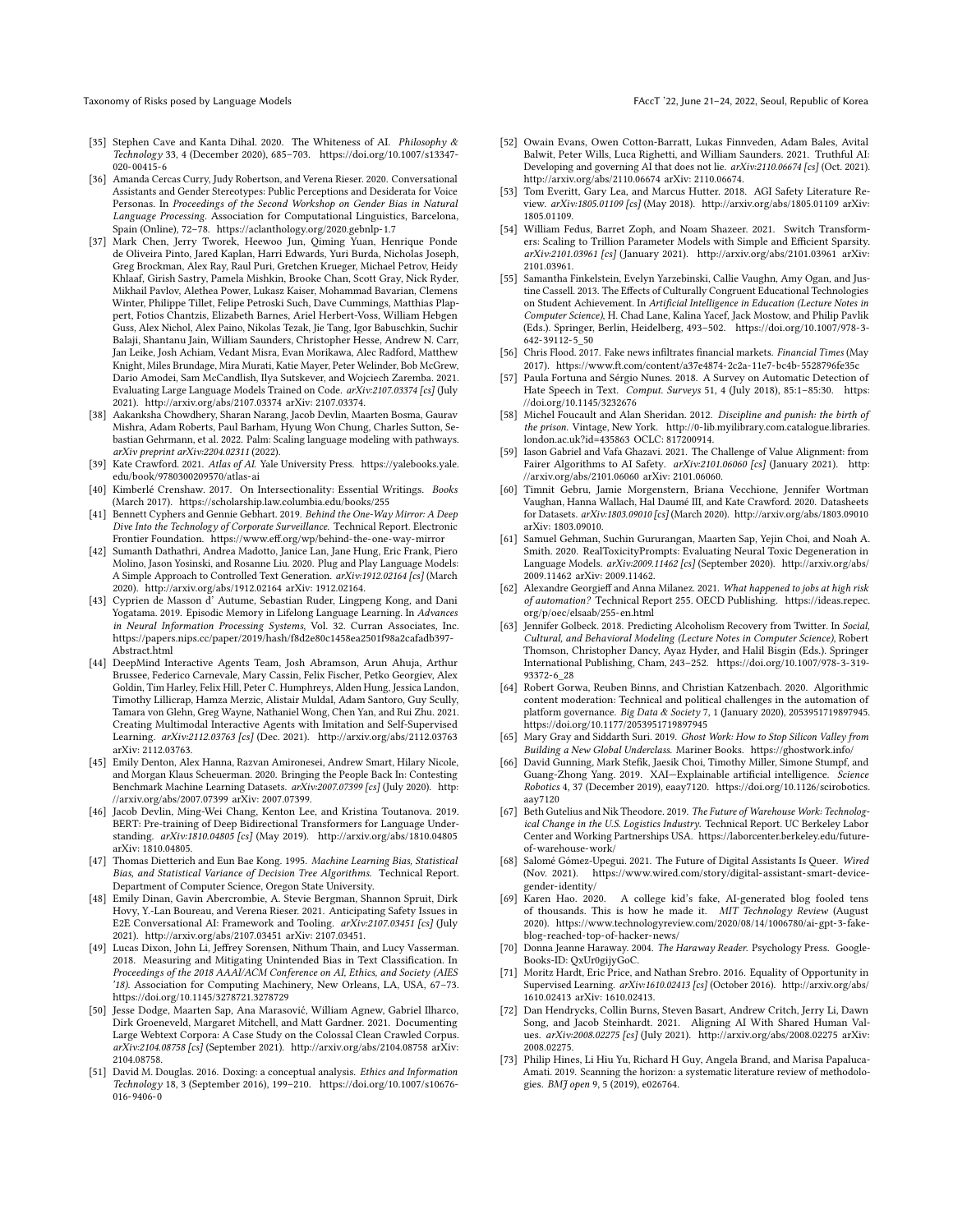[35] Stephen Cave and Kanta Dihal. 2020. The Whiteness of AI. *Philosophy & Technology* 33, 4 (December 2020), 685–703. https://doi.org/10.1007/s13347-020-00415-6

[36] Amanda Cercas Curry, Judy Robertson, and Verena Rieser. 2020. Conversational Assistants and Gender Stereotypes: Public Perceptions and Desiderata for Voice Personas. In *Proceedings of the Second Workshop on Gender Bias in Natural Language Processing*. Association for Computational Linguistics, Barcelona, Spain (Online), 72–78. https://aclanthology.org/2020.gebnlp-1.7

[37] Mark Chen, Jerry Tworek, Heewoo Jun, Qiming Yuan, Henrique Ponde de Oliveira Pinto, Jared Kaplan, Harri Edwards, Yuri Burda, Nicholas Joseph, Greg Brockman, Alex Ray, Raul Puri, Gretchen Krueger, Michael Petrov, Heidy Khlaaf, Girish Sastry, Pamela Mishkin, Brooke Chan, Scott Gray, Nick Ryder, Mikhail Pavlov, Alethea Power, Lukasz Kaiser, Mohammad Bavarian, Clemens Winter, Philippe Tillet, Felipe Petroski Such, Dave Cummings, Matthias Plappert, Fotios Chantzis, Elizabeth Barnes, Ariel Herbert-Voss, William Hebgen Guss, Alex Nichol, Alex Paino, Nikolas Tezak, Jie Tang, Igor Babuschkin, Suchir Balaji, Shantanu Jain, William Saunders, Christopher Hesse, Andrew N. Carr, Jan Leike, Josh Achiam, Vedant Misra, Evan Morikawa, Alec Radford, Matthew Knight, Miles Brundage, Mira Murati, Katie Mayer, Peter Welinder, Bob McGrew, Dario Amodei, Sam McCandlish, Ilya Sutskever, and Wojciech Zaremba. 2021. Evaluating Large Language Models Trained on Code. *arXiv:2107.03374 [cs]* (July 2021). http://arxiv.org/abs/2107.03374 arXiv: 2107.03374.

[38] Aakanksha Chowdhery, Sharan Narang, Jacob Devlin, Maarten Bosma, Gaurav Mishra, Adam Roberts, Paul Barham, Hyung Won Chung, Charles Sutton, Sebastian Gehrmann, et al. 2022. Palm: Scaling language modeling with pathways. *arXiv preprint arXiv:2204.02311* (2022).

[39] Kate Crawford. 2021. *Atlas of AI.* Yale University Press. https://yalebooks.yale.edu/book/9780300209570/atlas-ai

[40] Kimberlé Crenshaw. 2017. On Intersectionality: Essential Writings. *Books* (March 2017). https://scholarship.law.columbia.edu/books/255

[41] Bennett Cyphers and Gennie Gebhart. 2019. *Behind the One-Way Mirror: A Deep Dive Into the Technology of Corporate Surveillance.* Technical Report. Electronic Frontier Foundation. https://www.eff.org/wp/behind-the-one-way-mirror

[42] Sumanth Dathathri, Andrea Madotto, Janice Lan, Jane Hung, Eric Frank, Piero Molino, Jason Yosinski, and Rosanne Liu. 2020. Plug and Play Language Models: A Simple Approach to Controlled Text Generation. *arXiv:1912.02164 [cs]* (March 2020). http://arxiv.org/abs/1912.02164 arXiv: 1912.02164.

[43] Cyprien de Masson d' Autume, Sebastian Ruder, Lingpeng Kong, and Dani Yogatama. 2019. Episodic Memory in Lifelong Language Learning. In *Advances in Neural Information Processing Systems*, Vol. 32. Curran Associates, Inc. https://papers.nips.cc/paper/2019/hash/f8d2e80c1458ea2501f98a2cafadb397-Abstract.html

[44] DeepMind Interactive Agents Team, Josh Abramson, Arun Ahuja, Arthur Brussee, Federico Carnevale, Mary Cassin, Felix Fischer, Petko Georgiev, Alex Goldin, Tim Harley, Felix Hill, Peter C. Humphreys, Alden Hung, Jessica Landon, Timothy Lillicrap, Hamza Merzic, Alistair Muldal, Adam Santoro, Guy Scully, Tamara von Glehn, Greg Wayne, Nathaniel Wong, Chen Yan, and Rui Zhu. 2021. Creating Multimodal Interactive Agents with Imitation and Self-Supervised Learning. *arXiv:2112.03763 [cs]* (Dec. 2021). http://arxiv.org/abs/2112.03763 arXiv: 2112.03763.

[45] Emily Denton, Alex Hanna, Razvan Amironesei, Andrew Smart, Hilary Nicole, and Morgan Klaus Scheuerman. 2020. Bringing the People Back In: Contesting Benchmark Machine Learning Datasets. *arXiv:2007.07399 [cs]* (July 2020). http://arxiv.org/abs/2007.07399 arXiv: 2007.07399.

[46] Jacob Devlin, Ming-Wei Chang, Kenton Lee, and Kristina Toutanova. 2019. BERT: Pre-training of Deep Bidirectional Transformers for Language Understanding. *arXiv:1810.04805 [cs]* (May 2019). http://arxiv.org/abs/1810.04805 arXiv: 1810.04805.

[47] Thomas Dietterich and Eun Bae Kong. 1995. *Machine Learning Bias, Statistical Bias, and Statistical Variance of Decision Tree Algorithms.* Technical Report. Department of Computer Science, Oregon State University.

[48] Emily Dinan, Gavin Abercrombie, A. Stevie Bergman, Shannon Spruit, Dirk Hovy, Y.-Lan Boureau, and Verena Rieser. 2021. Anticipating Safety Issues in E2E Conversational AI: Framework and Tooling. *arXiv:2107.03451 [cs]* (July 2021). http://arxiv.org/abs/2107.03451 arXiv: 2107.03451.

[49] Lucas Dixon, John Li, Jeffrey Sorensen, Nithum Thain, and Lucy Vasserman. 2018. Measuring and Mitigating Unintended Bias in Text Classification. In *Proceedings of the 2018 AAAI/ACM Conference on AI, Ethics, and Society (AIES '18)*. Association for Computing Machinery, New Orleans, LA, USA, 67–73. https://doi.org/10.1145/3278721.3278729

[50] Jesse Dodge, Maarten Sap, Ana Marasović, William Agnew, Gabriel Ilharco, Dirk Groeneveld, Margaret Mitchell, and Matt Gardner. 2021. Documenting Large Webtext Corpora: A Case Study on the Colossal Clean Crawled Corpus. *arXiv:2104.08758 [cs]* (September 2021). http://arxiv.org/abs/2104.08758 arXiv: 2104.08758.

[51] David M. Douglas. 2016. Doxing: a conceptual analysis. *Ethics and Information Technology* 18, 3 (September 2016), 199–210. https://doi.org/10.1007/s10676-016-9406-0

[52] Owain Evans, Owen Cotton-Barratt, Lukas Finnveden, Adam Bales, Avital Balwit, Peter Wills, Luca Righetti, and William Saunders. 2021. Truthful AI: Developing and governing AI that does not lie. *arXiv:2110.06674 [cs]* (Oct. 2021). http://arxiv.org/abs/2110.06674 arXiv: 2110.06674.

[53] Tom Everitt, Gary Lea, and Marcus Hutter. 2018. AGI Safety Literature Review. *arXiv:1805.01109 [cs]* (May 2018). http://arxiv.org/abs/1805.01109 arXiv: 1805.01109.

[54] William Fedus, Barret Zoph, and Noam Shazeer. 2021. Switch Transformers: Scaling to Trillion Parameter Models with Simple and Efficient Sparsity. *arXiv:2101.03961 [cs]* (January 2021). http://arxiv.org/abs/2101.03961 arXiv: 2101.03961.

[55] Samantha Finkelstein, Evelyn Yarzebinski, Callie Vaughn, Amy Ogan, and Justine Cassell. 2013. The Effects of Culturally Congruent Educational Technologies on Student Achievement. In *Artificial Intelligence in Education (Lecture Notes in Computer Science)*, H. Chad Lane, Kalina Yacef, Jack Mostow, and Philip Pavlik (Eds.). Springer, Berlin, Heidelberg, 493–502. https://doi.org/10.1007/978-3-642-39112-5_50

[56] Chris Flood. 2017. Fake news infiltrates financial markets. *Financial Times* (May 2017). https://www.ft.com/content/a37e4874-2c2a-11e7-bc4b-5528796fe35c

[57] Paula Fortuna and Sérgio Nunes. 2018. A Survey on Automatic Detection of Hate Speech in Text. *Comput. Surveys* 51, 4 (July 2018), 85:1–85:30. https://doi.org/10.1145/3232676

[58] Michel Foucault and Alan Sheridan. 2012. *Discipline and punish: the birth of the prison.* Vintage, New York. http://0-lib.myilibrary.com.catalogue.libraries.london.ac.uk?id=435863 OCLC: 817200914.

[59] Iason Gabriel and Vafa Ghazavi. 2021. The Challenge of Value Alignment: from Fairer Algorithms to AI Safety. *arXiv:2101.06060 [cs]* (January 2021). http://arxiv.org/abs/2101.06060 arXiv: 2101.06060.

[60] Timnit Gebru, Jamie Morgenstern, Briana Vecchione, Jennifer Wortman Vaughan, Hanna Wallach, Hal Daumé III, and Kate Crawford. 2020. Datasheets for Datasets. *arXiv:1803.09010 [cs]* (March 2020). http://arxiv.org/abs/1803.09010 arXiv: 1803.09010.

[61] Samuel Gehman, Suchin Gururangan, Maarten Sap, Yejin Choi, and Noah A. Smith. 2020. RealToxicityPrompts: Evaluating Neural Toxic Degeneration in Language Models. *arXiv:2009.11462 [cs]* (September 2020). http://arxiv.org/abs/2009.11462 arXiv: 2009.11462.

[62] Alexandre Georgieff and Anna Milanez. 2021. *What happened to jobs at high risk of automation?* Technical Report 255. OECD Publishing. https://ideas.repec.org/p/oec/elsaab/255-en.html

[63] Jennifer Golbeck. 2018. Predicting Alcoholism Recovery from Twitter. In *Social, Cultural, and Behavioral Modeling (Lecture Notes in Computer Science)*, Robert Thomson, Christopher Dancy, Ayaz Hyder, and Halil Bisgin (Eds.). Springer International Publishing, Cham, 243–252. https://doi.org/10.1007/978-3-319-93372-6_28

[64] Robert Gorwa, Reuben Binns, and Christian Katzenbach. 2020. Algorithmic content moderation: Technical and political challenges in the automation of platform governance. *Big Data & Society* 7, 1 (January 2020), 2053951719897945. https://doi.org/10.1177/2053951719897945

[65] Mary Gray and Siddarth Suri. 2019. *Ghost Work: How to Stop Silicon Valley from Building a New Global Underclass.* Mariner Books. https://ghostwork.info/

[66] David Gunning, Mark Stefik, Jaesik Choi, Timothy Miller, Simone Stumpf, and Guang-Zhong Yang. 2019. XAI—Explainable artificial intelligence. *Science Robotics* 4, 37 (December 2019), eaay7120. https://doi.org/10.1126/scirobotics.aay7120

[67] Beth Gutelius and Nik Theodore. 2019. *The Future of Warehouse Work: Technological Change in the U.S. Logistics Industry.* Technical Report. UC Berkeley Labor Center and Working Partnerships USA. https://laborcenter.berkeley.edu/future-of-warehouse-work/

[68] Salomé Gómez-Upegui. 2021. The Future of Digital Assistants Is Queer. *Wired* (Nov. 2021). https://www.wired.com/story/digital-assistant-smart-device-gender-identity/

[69] Karen Hao. 2020. A college kid's fake, AI-generated blog fooled tens of thousands. This is how he made it. *MIT Technology Review* (August 2020). https://www.technologyreview.com/2020/08/14/1006780/ai-gpt-3-fake-blog-reached-top-of-hacker-news/

[70] Donna Jeanne Haraway. 2004. *The Haraway Reader.* Psychology Press. Google-Books-ID: QxUr0gijyGoC.

[71] Moritz Hardt, Eric Price, and Nathan Srebro. 2016. Equality of Opportunity in Supervised Learning. *arXiv:1610.02413 [cs]* (October 2016). http://arxiv.org/abs/1610.02413 arXiv: 1610.02413.

[72] Dan Hendrycks, Collin Burns, Steven Basart, Andrew Critch, Jerry Li, Dawn Song, and Jacob Steinhardt. 2021. Aligning AI With Shared Human Values. *arXiv:2008.02275 [cs]* (July 2021). http://arxiv.org/abs/2008.02275 arXiv: 2008.02275.

[73] Philip Hines, Li Hiu Yu, Richard H Guy, Angela Brand, and Marisa Papaluca-Amati. 2019. Scanning the horizon: a systematic literature review of methodologies. *BMJ open* 9, 5 (2019), e026764.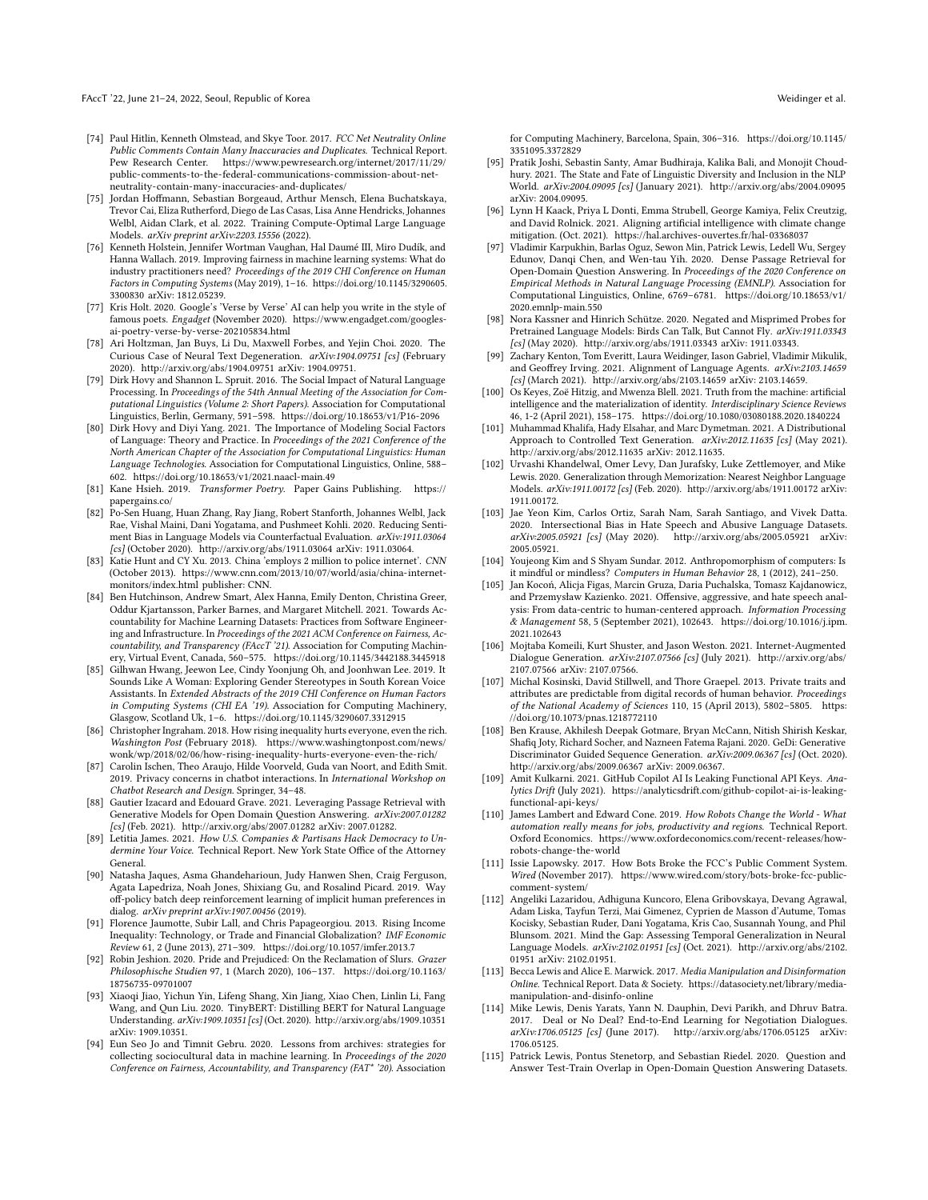- [74] Paul Hitlin, Kenneth Olmstead, and Skye Toor. 2017. *FCC Net Neutrality Online Public Comments Contain Many Inaccuracies and Duplicates.* Technical Report. Pew Research Center. https://www.pewresearch.org/internet/2017/11/29/public-comments-to-the-federal-communications-commission-about-net-neutrality-contain-many-inaccuracies-and-duplicates/
- [75] Jordan Hoffmann, Sebastian Borgeaud, Arthur Mensch, Elena Buchatskaya, Trevor Cai, Eliza Rutherford, Diego de Las Casas, Lisa Anne Hendricks, Johannes Welbl, Aidan Clark, et al. 2022. Training Compute-Optimal Large Language Models. *arXiv preprint arXiv:2203.15556* (2022).
- [76] Kenneth Holstein, Jennifer Wortman Vaughan, Hal Daumé III, Miro Dudík, and Hanna Wallach. 2019. Improving fairness in machine learning systems: What do industry practitioners need? *Proceedings of the 2019 CHI Conference on Human Factors in Computing Systems* (May 2019), 1–16. https://doi.org/10.1145/3290605.3300830 arXiv: 1812.05239.
- [77] Kris Holt. 2020. Google's 'Verse by Verse' AI can help you write in the style of famous poets. *Engadget* (November 2020). https://www.engadget.com/googles-ai-poetry-verse-by-verse-202105834.html
- [78] Ari Holtzman, Jan Buys, Li Du, Maxwell Forbes, and Yejin Choi. 2020. The Curious Case of Neural Text Degeneration. *arXiv:1904.09751 [cs]* (February 2020). http://arxiv.org/abs/1904.09751 arXiv: 1904.09751.
- [79] Dirk Hovy and Shannon L. Spruit. 2016. The Social Impact of Natural Language Processing. In *Proceedings of the 54th Annual Meeting of the Association for Computational Linguistics (Volume 2: Short Papers).* Association for Computational Linguistics, Berlin, Germany, 591–598. https://doi.org/10.18653/v1/P16-2096
- [80] Dirk Hovy and Diyi Yang. 2021. The Importance of Modeling Social Factors of Language: Theory and Practice. In *Proceedings of the 2021 Conference of the North American Chapter of the Association for Computational Linguistics: Human Language Technologies.* Association for Computational Linguistics, Online, 588–602. https://doi.org/10.18653/v1/2021.naacl-main.49
- [81] Kane Hsieh. 2019. *Transformer Poetry.* Paper Gains Publishing. https://papergains.co/
- [82] Po-Sen Huang, Huan Zhang, Ray Jiang, Robert Stanforth, Johannes Welbl, Jack Rae, Vishal Maini, Dani Yogatama, and Pushmeet Kohli. 2020. Reducing Sentiment Bias in Language Models via Counterfactual Evaluation. *arXiv:1911.03064 [cs]* (October 2020). http://arxiv.org/abs/1911.03064 arXiv: 1911.03064.
- [83] Katie Hunt and CY Xu. 2013. China 'employs 2 million to police internet'. *CNN* (October 2013). https://www.cnn.com/2013/10/07/world/asia/china-internet-monitors/index.html publisher: CNN.
- [84] Ben Hutchinson, Andrew Smart, Alex Hanna, Emily Denton, Christina Greer, Oddur Kjartansson, Parker Barnes, and Margaret Mitchell. 2021. Towards Accountability for Machine Learning Datasets: Practices from Software Engineering and Infrastructure. In *Proceedings of the 2021 ACM Conference on Fairness, Accountability, and Transparency (FAccT '21).* Association for Computing Machinery, Virtual Event, Canada, 560–575. https://doi.org/10.1145/3442188.3445918
- [85] Gilhwan Hwang, Jeewon Lee, Cindy Yoonjung Oh, and Joonhwan Lee. 2019. It Sounds Like A Woman: Exploring Gender Stereotypes in South Korean Voice Assistants. In *Extended Abstracts of the 2019 CHI Conference on Human Factors in Computing Systems (CHI EA '19).* Association for Computing Machinery, Glasgow, Scotland Uk, 1–6. https://doi.org/10.1145/3290607.3312915
- [86] Christopher Ingraham. 2018. How rising inequality hurts everyone, even the rich. *Washington Post* (February 2018). https://www.washingtonpost.com/news/wonk/wp/2018/02/06/how-rising-inequality-hurts-everyone-even-the-rich/
- [87] Carolin Ischen, Theo Araujo, Hilde Voorveld, Guda van Noort, and Edith Smit. 2019. Privacy concerns in chatbot interactions. In *International Workshop on Chatbot Research and Design.* Springer, 34–48.
- [88] Gautier Izacard and Edouard Grave. 2021. Leveraging Passage Retrieval with Generative Models for Open Domain Question Answering. *arXiv:2007.01282 [cs]* (Feb. 2021). http://arxiv.org/abs/2007.01282 arXiv: 2007.01282.
- [89] Letitia James. 2021. *How U.S. Companies & Partisans Hack Democracy to Undermine Your Voice.* Technical Report. New York State Office of the Attorney General.
- [90] Natasha Jaques, Asma Ghandeharioun, Judy Hanwen Shen, Craig Ferguson, Agata Lapedriza, Noah Jones, Shixiang Gu, and Rosalind Picard. 2019. Way off-policy batch deep reinforcement learning of implicit human preferences in dialog. *arXiv preprint arXiv:1907.00456* (2019).
- [91] Florence Jaumotte, Subir Lall, and Chris Papageorgiou. 2013. Rising Income Inequality: Technology, or Trade and Financial Globalization? *IMF Economic Review* 61, 2 (June 2013), 271–309. https://doi.org/10.1057/imfer.2013.7
- [92] Robin Jeshion. 2020. Pride and Prejudiced: On the Reclamation of Slurs. *Grazer Philosophische Studien* 97, 1 (March 2020), 106–137. https://doi.org/10.1163/18756735-09701007
- [93] Xiaoqi Jiao, Yichun Yin, Lifeng Shang, Xin Jiang, Xiao Chen, Linlin Li, Fang Wang, and Qun Liu. 2020. TinyBERT: Distilling BERT for Natural Language Understanding. *arXiv:1909.10351 [cs]* (Oct. 2020). http://arxiv.org/abs/1909.10351 arXiv: 1909.10351.
- [94] Eun Seo Jo and Timnit Gebru. 2020. Lessons from archives: strategies for collecting sociocultural data in machine learning. In *Proceedings of the 2020 Conference on Fairness, Accountability, and Transparency (FAT* '20).* Association for Computing Machinery, Barcelona, Spain, 306–316. https://doi.org/10.1145/3351095.3372829
- [95] Pratik Joshi, Sebastin Santy, Amar Budhiraja, Kalika Bali, and Monojit Choudhury. 2021. The State and Fate of Linguistic Diversity and Inclusion in the NLP World. *arXiv:2004.09095 [cs]* (January 2021). http://arxiv.org/abs/2004.09095 arXiv: 2004.09095.
- [96] Lynn H Kaack, Priya L Donti, Emma Strubell, George Kamiya, Felix Creutzig, and David Rolnick. 2021. Aligning artificial intelligence with climate change mitigation. (Oct. 2021). https://hal.archives-ouvertes.fr/hal-03368037
- [97] Vladimir Karpukhin, Barlas Oguz, Sewon Min, Patrick Lewis, Ledell Wu, Sergey Edunov, Danqi Chen, and Wen-tau Yih. 2020. Dense Passage Retrieval for Open-Domain Question Answering. In *Proceedings of the 2020 Conference on Empirical Methods in Natural Language Processing (EMNLP).* Association for Computational Linguistics, Online, 6769–6781. https://doi.org/10.18653/v1/2020.emnlp-main.550
- [98] Nora Kassner and Hinrich Schütze. 2020. Negated and Misprimed Probes for Pretrained Language Models: Birds Can Talk, But Cannot Fly. *arXiv:1911.03343 [cs]* (May 2020). http://arxiv.org/abs/1911.03343 arXiv: 1911.03343.
- [99] Zachary Kenton, Tom Everitt, Laura Weidinger, Iason Gabriel, Vladimir Mikulik, and Geoffrey Irving. 2021. Alignment of Language Agents. *arXiv:2103.14659 [cs]* (March 2021). http://arxiv.org/abs/2103.14659 arXiv: 2103.14659.
- [100] Os Keyes, Zoë Hitzig, and Mwenza Blell. 2021. Truth from the machine: artificial intelligence and the materialization of identity. *Interdisciplinary Science Reviews* 46, 1-2 (April 2021), 158–175. https://doi.org/10.1080/03080188.2020.1840224
- [101] Muhammad Khalifa, Hady Elsahar, and Marc Dymetman. 2021. A Distributional Approach to Controlled Text Generation. *arXiv:2012.11635 [cs]* (May 2021). http://arxiv.org/abs/2012.11635 arXiv: 2012.11635.
- [102] Urvashi Khandelwal, Omer Levy, Dan Jurafsky, Luke Zettlemoyer, and Mike Lewis. 2020. Generalization through Memorization: Nearest Neighbor Language Models. *arXiv:1911.00172 [cs]* (Feb. 2020). http://arxiv.org/abs/1911.00172 arXiv: 1911.00172.
- [103] Jae Yeon Kim, Carlos Ortiz, Sarah Nam, Sarah Santiago, and Vivek Datta. 2020. Intersectional Bias in Hate Speech and Abusive Language Datasets. *arXiv:2005.05921 [cs]* (May 2020). http://arxiv.org/abs/2005.05921 arXiv: 2005.05921.
- [104] Youjeong Kim and S Shyam Sundar. 2012. Anthropomorphism of computers: Is it mindful or mindless? *Computers in Human Behavior* 28, 1 (2012), 241–250.
- [105] Jan Kocoń, Alicja Figas, Marcin Gruza, Daria Puchalska, Tomasz Kajdanowicz, and Przemysław Kazienko. 2021. Offensive, aggressive, and hate speech analysis: From data-centric to human-centered approach. *Information Processing & Management* 58, 5 (September 2021), 102643. https://doi.org/10.1016/j.ipm.2021.102643
- [106] Mojtaba Komeili, Kurt Shuster, and Jason Weston. 2021. Internet-Augmented Dialogue Generation. *arXiv:2107.07566 [cs]* (July 2021). http://arxiv.org/abs/2107.07566 arXiv: 2107.07566.
- [107] Michal Kosinski, David Stillwell, and Thore Graepel. 2013. Private traits and attributes are predictable from digital records of human behavior. *Proceedings of the National Academy of Sciences* 110, 15 (April 2013), 5802–5805. https://doi.org/10.1073/pnas.1218772110
- [108] Ben Krause, Akhilesh Deepak Gotmare, Bryan McCann, Nitish Shirish Keskar, Shafiq Joty, Richard Socher, and Nazneen Fatema Rajani. 2020. GeDi: Generative Discriminator Guided Sequence Generation. *arXiv:2009.06367 [cs]* (Oct. 2020). http://arxiv.org/abs/2009.06367 arXiv: 2009.06367.
- [109] Amit Kulkarni. 2021. GitHub Copilot AI Is Leaking Functional API Keys. *Analytics Drift* (July 2021). https://analyticsdrift.com/github-copilot-ai-is-leaking-functional-api-keys/
- [110] James Lambert and Edward Cone. 2019. *How Robots Change the World - What automation really means for jobs, productivity and regions.* Technical Report. Oxford Economics. https://www.oxfordeconomics.com/recent-releases/how-robots-change-the-world
- [111] Issie Lapowsky. 2017. How Bots Broke the FCC's Public Comment System. *Wired* (November 2017). https://www.wired.com/story/bots-broke-fcc-public-comment-system/
- [112] Angeliki Lazaridou, Adhiguna Kuncoro, Elena Gribovskaya, Devang Agrawal, Adam Liska, Tayfun Terzi, Mai Gimenez, Cyprien de Masson d'Autume, Tomas Kocisky, Sebastian Ruder, Dani Yogatama, Kris Cao, Susannah Young, and Phil Blunsom. 2021. Mind the Gap: Assessing Temporal Generalization in Neural Language Models. *arXiv:2102.01951 [cs]* (Oct. 2021). http://arxiv.org/abs/2102.01951 arXiv: 2102.01951.
- [113] Becca Lewis and Alice E. Marwick. 2017. *Media Manipulation and Disinformation Online.* Technical Report. Data & Society. https://datasociety.net/library/media-manipulation-and-disinfo-online
- [114] Mike Lewis, Denis Yarats, Yann N. Dauphin, Devi Parikh, and Dhruv Batra. 2017. Deal or No Deal? End-to-End Learning for Negotiation Dialogues. *arXiv:1706.05125 [cs]* (June 2017). http://arxiv.org/abs/1706.05125 arXiv: 1706.05125.
- [115] Patrick Lewis, Pontus Stenetorp, and Sebastian Riedel. 2020. Question and Answer Test-Train Overlap in Open-Domain Question Answering Datasets.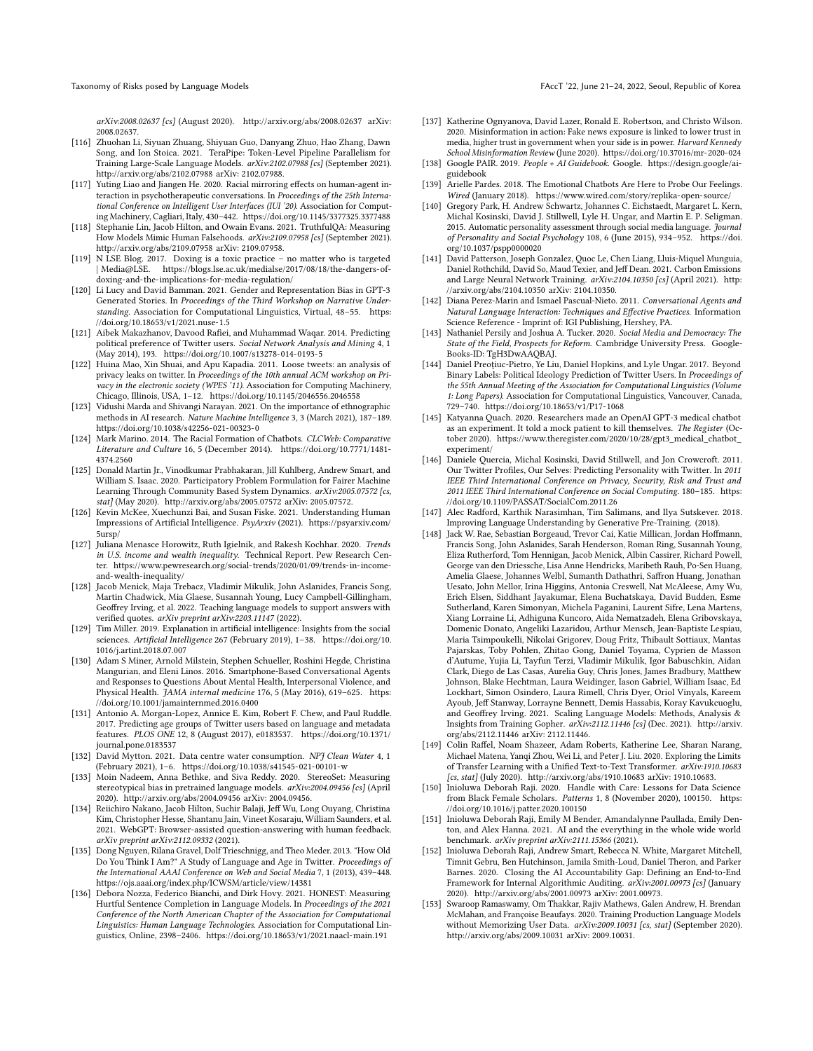*arXiv:2008.02637 [cs]* (August 2020). http://arxiv.org/abs/2008.02637 arXiv: 2008.02637.

- [116] Zhuohan Li, Siyuan Zhuang, Shiyuan Guo, Danyang Zhuo, Hao Zhang, Dawn Song, and Ion Stoica. 2021. TeraPipe: Token-Level Pipeline Parallelism for Training Large-Scale Language Models. *arXiv:2102.07988 [cs]* (September 2021). http://arxiv.org/abs/2102.07988 arXiv: 2102.07988.
- [117] Yuting Liao and Jiangen He. 2020. Racial mirroring effects on human-agent interaction in psychotherapeutic conversations. In *Proceedings of the 25th International Conference on Intelligent User Interfaces (IUI '20)*. Association for Computing Machinery, Cagliari, Italy, 430–442. https://doi.org/10.1145/3377325.3377488
- [118] Stephanie Lin, Jacob Hilton, and Owain Evans. 2021. TruthfulQA: Measuring How Models Mimic Human Falsehoods. *arXiv:2109.07958 [cs]* (September 2021). http://arxiv.org/abs/2109.07958 arXiv: 2109.07958.
- [119] N LSE Blog. 2017. Doxing is a toxic practice – no matter who is targeted | Media@LSE. https://blogs.lse.ac.uk/medialse/2017/08/18/the-dangers-of-doxing-and-the-implications-for-media-regulation/
- [120] Li Lucy and David Bamman. 2021. Gender and Representation Bias in GPT-3 Generated Stories. In *Proceedings of the Third Workshop on Narrative Understanding*. Association for Computational Linguistics, Virtual, 48–55. https://doi.org/10.18653/v1/2021.nuse-1.5
- [121] Aibek Makazhanov, Davood Rafiei, and Muhammad Waqar. 2014. Predicting political preference of Twitter users. *Social Network Analysis and Mining* 4, 1 (May 2014), 193. https://doi.org/10.1007/s13278-014-0193-5
- [122] Huina Mao, Xin Shuai, and Apu Kapadia. 2011. Loose tweets: an analysis of privacy leaks on twitter. In *Proceedings of the 10th annual ACM workshop on Privacy in the electronic society (WPES '11)*. Association for Computing Machinery, Chicago, Illinois, USA, 1–12. https://doi.org/10.1145/2046556.2046558
- [123] Vidushi Marda and Shivangi Narayan. 2021. On the importance of ethnographic methods in AI research. *Nature Machine Intelligence* 3, 3 (March 2021), 187–189. https://doi.org/10.1038/s42256-021-00323-0
- [124] Mark Marino. 2014. The Racial Formation of Chatbots. *CLCWeb: Comparative Literature and Culture* 16, 5 (December 2014). https://doi.org/10.7771/1481-4374.2560
- [125] Donald Martin Jr., Vinodkumar Prabhakaran, Jill Kuhlberg, Andrew Smart, and William S. Isaac. 2020. Participatory Problem Formulation for Fairer Machine Learning Through Community Based System Dynamics. *arXiv:2005.07572 [cs, stat]* (May 2020). http://arxiv.org/abs/2005.07572 arXiv: 2005.07572.
- [126] Kevin McKee, Xuechunzi Bai, and Susan Fiske. 2021. Understanding Human Impressions of Artificial Intelligence. *PsyArxiv* (2021). https://psyarxiv.com/5ursp/
- [127] Juliana Menasce Horowitz, Ruth Igielnik, and Rakesh Kochhar. 2020. *Trends in U.S. income and wealth inequality*. Technical Report. Pew Research Center. https://www.pewresearch.org/social-trends/2020/01/09/trends-in-income-and-wealth-inequality/
- [128] Jacob Menick, Maja Trebacz, Vladimir Mikulik, John Aslanides, Francis Song, Martin Chadwick, Mia Glaese, Susannah Young, Lucy Campbell-Gillingham, Geoffrey Irving, et al. 2022. Teaching language models to support answers with verified quotes. *arXiv preprint arXiv:2203.11147* (2022).
- [129] Tim Miller. 2019. Explanation in artificial intelligence: Insights from the social sciences. *Artificial Intelligence* 267 (February 2019), 1–38. https://doi.org/10.1016/j.artint.2018.07.007
- [130] Adam S Miner, Arnold Milstein, Stephen Schueller, Roshini Hegde, Christina Mangurian, and Eleni Linos. 2016. Smartphone-Based Conversational Agents and Responses to Questions About Mental Health, Interpersonal Violence, and Physical Health. *JAMA internal medicine* 176, 5 (May 2016), 619–625. https://doi.org/10.1001/jamainternmed.2016.0400
- [131] Antonio A. Morgan-Lopez, Annice E. Kim, Robert F. Chew, and Paul Ruddle. 2017. Predicting age groups of Twitter users based on language and metadata features. *PLOS ONE* 12, 8 (August 2017), e0183537. https://doi.org/10.1371/journal.pone.0183537
- [132] David Mytton. 2021. Data centre water consumption. *NPJ Clean Water* 4, 1 (February 2021), 1–6. https://doi.org/10.1038/s41545-021-00101-w
- [133] Moin Nadeem, Anna Bethke, and Siva Reddy. 2020. StereoSet: Measuring stereotypical bias in pretrained language models. *arXiv:2004.09456 [cs]* (April 2020). http://arxiv.org/abs/2004.09456 arXiv: 2004.09456.
- [134] Reiichiro Nakano, Jacob Hilton, Suchir Balaji, Jeff Wu, Long Ouyang, Christina Kim, Christopher Hesse, Shantanu Jain, Vineet Kosaraju, William Saunders, et al. 2021. WebGPT: Browser-assisted question-answering with human feedback. *arXiv preprint arXiv:2112.09332* (2021).
- [135] Dong Nguyen, Rilana Gravel, Dolf Trieschnigg, and Theo Meder. 2013. "How Old Do You Think I Am?" A Study of Language and Age in Twitter. *Proceedings of the International AAAI Conference on Web and Social Media* 7, 1 (2013), 439–448. https://ojs.aaai.org/index.php/ICWSM/article/view/14381
- [136] Debora Nozza, Federico Bianchi, and Dirk Hovy. 2021. HONEST: Measuring Hurtful Sentence Completion in Language Models. In *Proceedings of the 2021 Conference of the North American Chapter of the Association for Computational Linguistics: Human Language Technologies*. Association for Computational Linguistics, Online, 2398–2406. https://doi.org/10.18653/v1/2021.naacl-main.191
- [137] Katherine Ognyanova, David Lazer, Ronald E. Robertson, and Christo Wilson. 2020. Misinformation in action: Fake news exposure is linked to lower trust in media, higher trust in government when your side is in power. *Harvard Kennedy School Misinformation Review* (June 2020). https://doi.org/10.37016/mr-2020-024
- [138] Google PAIR. 2019. *People + AI Guidebook*. Google. https://design.google/ai-guidebook
- [139] Arielle Pardes. 2018. The Emotional Chatbots Are Here to Probe Our Feelings. *Wired* (January 2018). https://www.wired.com/story/replika-open-source/
- [140] Gregory Park, H. Andrew Schwartz, Johannes C. Eichstaedt, Margaret L. Kern, Michal Kosinski, David J. Stillwell, Lyle H. Ungar, and Martin E. P. Seligman. 2015. Automatic personality assessment through social media language. *Journal of Personality and Social Psychology* 108, 6 (June 2015), 934–952. https://doi.org/10.1037/pspp0000020
- [141] David Patterson, Joseph Gonzalez, Quoc Le, Chen Liang, Lluis-Miquel Munguia, Daniel Rothchild, David So, Maud Texier, and Jeff Dean. 2021. Carbon Emissions and Large Neural Network Training. *arXiv:2104.10350 [cs]* (April 2021). http://arxiv.org/abs/2104.10350 arXiv: 2104.10350.
- [142] Diana Perez-Marin and Ismael Pascual-Nieto. 2011. *Conversational Agents and Natural Language Interaction: Techniques and Effective Practices*. Information Science Reference - Imprint of: IGI Publishing, Hershey, PA.
- [143] Nathaniel Persily and Joshua A. Tucker. 2020. *Social Media and Democracy: The State of the Field, Prospects for Reform*. Cambridge University Press. Google-Books-ID: TgH3DwAAQBAJ.
- [144] Daniel Preoţiuc-Pietro, Ye Liu, Daniel Hopkins, and Lyle Ungar. 2017. Beyond Binary Labels: Political Ideology Prediction of Twitter Users. In *Proceedings of the 55th Annual Meeting of the Association for Computational Linguistics (Volume 1: Long Papers)*. Association for Computational Linguistics, Vancouver, Canada, 729–740. https://doi.org/10.18653/v1/P17-1068
- [145] Katyanna Quach. 2020. Researchers made an OpenAI GPT-3 medical chatbot as an experiment. It told a mock patient to kill themselves. *The Register* (October 2020). https://www.theregister.com/2020/10/28/gpt3_medical_chatbot_experiment/
- [146] Daniele Quercia, Michal Kosinski, David Stillwell, and Jon Crowcroft. 2011. Our Twitter Profiles, Our Selves: Predicting Personality with Twitter. In *2011 IEEE Third International Conference on Privacy, Security, Risk and Trust and 2011 IEEE Third International Conference on Social Computing*. 180–185. https://doi.org/10.1109/PASSAT/SocialCom.2011.26
- [147] Alec Radford, Karthik Narasimhan, Tim Salimans, and Ilya Sutskever. 2018. Improving Language Understanding by Generative Pre-Training. (2018).
- [148] Jack W. Rae, Sebastian Borgeaud, Trevor Cai, Katie Millican, Jordan Hoffmann, Francis Song, John Aslanides, Sarah Henderson, Roman Ring, Susannah Young, Eliza Rutherford, Tom Hennigan, Jacob Menick, Albin Cassirer, Richard Powell, George van den Driessche, Lisa Anne Hendricks, Maribeth Rauh, Po-Sen Huang, Amelia Glaese, Johannes Welbl, Sumanth Dathathri, Saffron Huang, Jonathan Uesato, John Mellor, Irina Higgins, Antonia Creswell, Nat McAleese, Amy Wu, Erich Elsen, Siddhant Jayakumar, Elena Buchatskaya, David Budden, Esme Sutherland, Karen Simonyan, Michela Paganini, Laurent Sifre, Lena Martens, Xiang Lorraine Li, Adhiguna Kuncoro, Aida Nematzadeh, Elena Gribovskaya, Domenic Donato, Angeliki Lazaridou, Arthur Mensch, Jean-Baptiste Lespiau, Maria Tsimpoukelli, Nikolai Grigorev, Doug Fritz, Thibault Sottiaux, Mantas Pajarskas, Toby Pohlen, Zhitao Gong, Daniel Toyama, Cyprien de Masson d'Autume, Yujia Li, Tayfun Terzi, Vladimir Mikulik, Igor Babuschkin, Aidan Clark, Diego de Las Casas, Aurelia Guy, Chris Jones, James Bradbury, Matthew Johnson, Blake Hechtman, Laura Weidinger, Iason Gabriel, William Isaac, Ed Lockhart, Simon Osindero, Laura Rimell, Chris Dyer, Oriol Vinyals, Kareem Ayoub, Jeff Stanway, Lorrayne Bennett, Demis Hassabis, Koray Kavukcuoglu, and Geoffrey Irving. 2021. Scaling Language Models: Methods, Analysis & Insights from Training Gopher. *arXiv:2112.11446 [cs]* (Dec. 2021). http://arxiv.org/abs/2112.11446 arXiv: 2112.11446.
- [149] Colin Raffel, Noam Shazeer, Adam Roberts, Katherine Lee, Sharan Narang, Michael Matena, Yanqi Zhou, Wei Li, and Peter J. Liu. 2020. Exploring the Limits of Transfer Learning with a Unified Text-to-Text Transformer. *arXiv:1910.10683 [cs, stat]* (July 2020). http://arxiv.org/abs/1910.10683 arXiv: 1910.10683.
- [150] Inioluwa Deborah Raji. 2020. Handle with Care: Lessons for Data Science from Black Female Scholars. *Patterns* 1, 8 (November 2020), 100150. https://doi.org/10.1016/j.patter.2020.100150
- [151] Inioluwa Deborah Raji, Emily M Bender, Amandalynne Paullada, Emily Denton, and Alex Hanna. 2021. AI and the everything in the whole wide world benchmark. *arXiv preprint arXiv:2111.15366* (2021).
- [152] Inioluwa Deborah Raji, Andrew Smart, Rebecca N. White, Margaret Mitchell, Timnit Gebru, Ben Hutchinson, Jamila Smith-Loud, Daniel Theron, and Parker Barnes. 2020. Closing the AI Accountability Gap: Defining an End-to-End Framework for Internal Algorithmic Auditing. *arXiv:2001.00973 [cs]* (January 2020). http://arxiv.org/abs/2001.00973 arXiv: 2001.00973.
- [153] Swaroop Ramaswamy, Om Thakkar, Rajiv Mathews, Galen Andrew, H. Brendan McMahan, and Françoise Beaufays. 2020. Training Production Language Models without Memorizing User Data. *arXiv:2009.10031 [cs, stat]* (September 2020). http://arxiv.org/abs/2009.10031 arXiv: 2009.10031.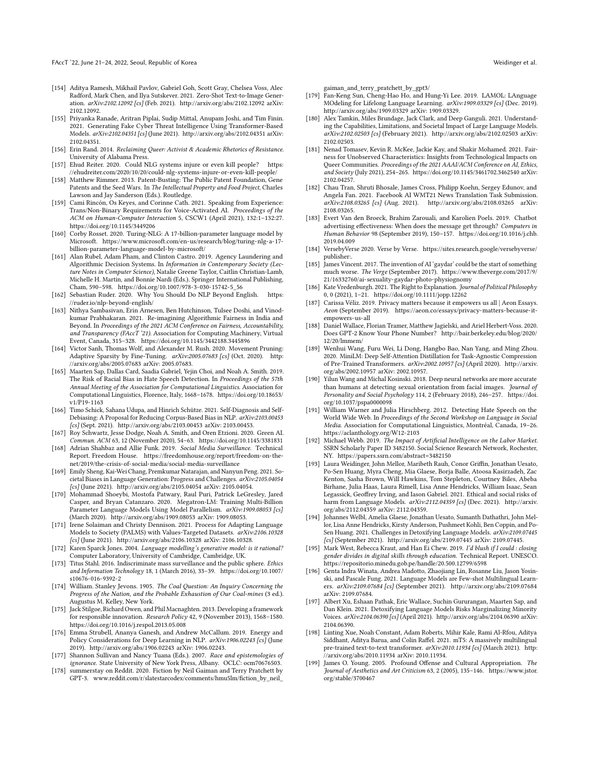- [154] Aditya Ramesh, Mikhail Pavlov, Gabriel Goh, Scott Gray, Chelsea Voss, Alec Radford, Mark Chen, and Ilya Sutskever. 2021. Zero-Shot Text-to-Image Generation. *arXiv:2102.12092 [cs]* (Feb. 2021). http://arxiv.org/abs/2102.12092 arXiv: 2102.12092.
- [155] Priyanka Ranade, Aritran Piplai, Sudip Mittal, Anupam Joshi, and Tim Finin. 2021. Generating Fake Cyber Threat Intelligence Using Transformer-Based Models. *arXiv:2102.04351 [cs]* (June 2021). http://arxiv.org/abs/2102.04351 arXiv: 2102.04351.
- [156] Erin Rand. 2014. *Reclaiming Queer: Activist & Academic Rhetorics of Resistance.* University of Alabama Press.
- [157] Ehud Reiter. 2020. Could NLG systems injure or even kill people? https://ehudreiter.com/2020/10/20/could-nlg-systems-injure-or-even-kill-people/
- [158] Matthew Rimmer. 2013. Patent-Busting: The Public Patent Foundation, Gene Patents and the Seed Wars. In *The Intellectual Property and Food Project*, Charles Lawson and Jay Sanderson (Eds.). Routledge.
- [159] Cami Rincón, Os Keyes, and Corinne Cath. 2021. Speaking from Experience: Trans/Non-Binary Requirements for Voice-Activated AI. *Proceedings of the ACM on Human-Computer Interaction* 5, CSCW1 (April 2021), 132:1–132:27. https://doi.org/10.1145/3449206
- [160] Corby Rosset. 2020. Turing-NLG: A 17-billion-parameter language model by Microsoft. https://www.microsoft.com/en-us/research/blog/turing-nlg-a-17-billion-parameter-language-model-by-microsoft/
- [161] Alan Rubel, Adam Pham, and Clinton Castro. 2019. Agency Laundering and Algorithmic Decision Systems. In *Information in Contemporary Society (Lecture Notes in Computer Science)*, Natalie Greene Taylor, Caitlin Christian-Lamb, Michelle H. Martin, and Bonnie Nardi (Eds.). Springer International Publishing, Cham, 590–598. https://doi.org/10.1007/978-3-030-15742-5_56
- [162] Sebastian Ruder. 2020. Why You Should Do NLP Beyond English. https://ruder.io/nlp-beyond-english/
- [163] Nithya Sambasivan, Erin Arnesen, Ben Hutchinson, Tulsee Doshi, and Vinodkumar Prabhakaran. 2021. Re-imagining Algorithmic Fairness in India and Beyond. In *Proceedings of the 2021 ACM Conference on Fairness, Accountability, and Transparency (FAccT '21)*. Association for Computing Machinery, Virtual Event, Canada, 315–328. https://doi.org/10.1145/3442188.3445896
- [164] Victor Sanh, Thomas Wolf, and Alexander M. Rush. 2020. Movement Pruning: Adaptive Sparsity by Fine-Tuning. *arXiv:2005.07683 [cs]* (Oct. 2020). http://arxiv.org/abs/2005.07683 arXiv: 2005.07683.
- [165] Maarten Sap, Dallas Card, Saadia Gabriel, Yejin Choi, and Noah A. Smith. 2019. The Risk of Racial Bias in Hate Speech Detection. In *Proceedings of the 57th Annual Meeting of the Association for Computational Linguistics*. Association for Computational Linguistics, Florence, Italy, 1668–1678. https://doi.org/10.18653/v1/P19-1163
- [166] Timo Schick, Sahana Udupa, and Hinrich Schütze. 2021. Self-Diagnosis and Self-Debiasing: A Proposal for Reducing Corpus-Based Bias in NLP. *arXiv:2103.00453 [cs]* (Sept. 2021). http://arxiv.org/abs/2103.00453 arXiv: 2103.00453.
- [167] Roy Schwartz, Jesse Dodge, Noah A. Smith, and Oren Etzioni. 2020. Green AI. *Commun. ACM* 63, 12 (November 2020), 54–63. https://doi.org/10.1145/3381831
- [168] Adrian Shahbaz and Allie Funk. 2019. *Social Media Surveillance.* Technical Report. Freedom House. https://freedomhouse.org/report/freedom-on-the-net/2019/the-crisis-of-social-media/social-media-surveillance
- [169] Emily Sheng, Kai-Wei Chang, Premkumar Natarajan, and Nanyun Peng. 2021. Societal Biases in Language Generation: Progress and Challenges. *arXiv:2105.04054 [cs]* (June 2021). http://arxiv.org/abs/2105.04054 arXiv: 2105.04054.
- [170] Mohammad Shoeybi, Mostofa Patwary, Raul Puri, Patrick LeGresley, Jared Casper, and Bryan Catanzaro. 2020. Megatron-LM: Training Multi-Billion Parameter Language Models Using Model Parallelism. *arXiv:1909.08053 [cs]* (March 2020). http://arxiv.org/abs/1909.08053 arXiv: 1909.08053.
- [171] Irene Solaiman and Christy Dennison. 2021. Process for Adapting Language Models to Society (PALMS) with Values-Targeted Datasets. *arXiv:2106.10328 [cs]* (June 2021). http://arxiv.org/abs/2106.10328 arXiv: 2106.10328.
- [172] Karen Sparck Jones. 2004. *Language modelling's generative model: is it rational?* Computer Laboratory, University of Cambridge, Cambridge, UK.
- [173] Titus Stahl. 2016. Indiscriminate mass surveillance and the public sphere. *Ethics and Information Technology* 18, 1 (March 2016), 33–39. https://doi.org/10.1007/s10676-016-9392-2
- [174] William. Stanley Jevons. 1905. *The Coal Question: An Inquiry Concerning the Progress of the Nation, and the Probable Exhaustion of Our Coal-mines* (3 ed.). Augustus M. Kelley, New York.
- [175] Jack Stilgoe, Richard Owen, and Phil Macnaghten. 2013. Developing a framework for responsible innovation. *Research Policy* 42, 9 (November 2013), 1568–1580. https://doi.org/10.1016/j.respol.2013.05.008
- [176] Emma Strubell, Ananya Ganesh, and Andrew McCallum. 2019. Energy and Policy Considerations for Deep Learning in NLP. *arXiv:1906.02243 [cs]* (June 2019). http://arxiv.org/abs/1906.02243 arXiv: 1906.02243.
- [177] Shannon Sullivan and Nancy Tuana (Eds.). 2007. *Race and epistemologies of ignorance.* State University of New York Press, Albany. OCLC: ocm70676503.
- [178] summerstay on Reddit. 2020. Fiction by Neil Gaiman and Terry Pratchett by GPT-3. www.reddit.com/r/slatestarcodex/comments/hmu5lm/fiction_by_neil_gaiman_and_terry_pratchett_by_gpt3/
- [179] Fan-Keng Sun, Cheng-Hao Ho, and Hung-Yi Lee. 2019. LAMOL: LAnguage MOdeling for Lifelong Language Learning. *arXiv:1909.03329 [cs]* (Dec. 2019). http://arxiv.org/abs/1909.03329 arXiv: 1909.03329.
- [180] Alex Tamkin, Miles Brundage, Jack Clark, and Deep Ganguli. 2021. Understanding the Capabilities, Limitations, and Societal Impact of Large Language Models. *arXiv:2102.02503 [cs]* (February 2021). http://arxiv.org/abs/2102.02503 arXiv: 2102.02503.
- [181] Nenad Tomasev, Kevin R. McKee, Jackie Kay, and Shakir Mohamed. 2021. Fairness for Unobserved Characteristics: Insights from Technological Impacts on Queer Communities. *Proceedings of the 2021 AAAI/ACM Conference on AI, Ethics, and Society* (July 2021), 254–265. https://doi.org/10.1145/3461702.3462540 arXiv: 2102.04257.
- [182] Chau Tran, Shruti Bhosale, James Cross, Philipp Koehn, Sergey Edunov, and Angela Fan. 2021. Facebook AI WMT21 News Translation Task Submission. *arXiv:2108.03265 [cs]* (Aug. 2021). http://arxiv.org/abs/2108.03265 arXiv: 2108.03265.
- [183] Evert Van den Broeck, Brahim Zarouali, and Karolien Poels. 2019. Chatbot advertising effectiveness: When does the message get through? *Computers in Human Behavior* 98 (September 2019), 150–157. https://doi.org/10.1016/j.chb.2019.04.009
- [184] VersebyVerse 2020. Verse by Verse. https://sites.research.google/versebyverse/publisher:.
- [185] James Vincent. 2017. The invention of AI 'gaydar' could be the start of something much worse. *The Verge* (September 2017). https://www.theverge.com/2017/9/21/16332760/ai-sexuality-gaydar-photo-physiognomy
- [186] Kate Vredenburgh. 2021. The Right to Explanation. *Journal of Political Philosophy* 0, 0 (2021), 1–21. https://doi.org/10.1111/jopp.12262
- [187] Carissa Véliz. 2019. Privacy matters because it empowers us all | Aeon Essays. *Aeon* (September 2019). https://aeon.co/essays/privacy-matters-because-it-empowers-us-all
- [188] Daniel Wallace, Florian Tramer, Matthew Jagielski, and Ariel Herbert-Voss. 2020. Does GPT-2 Know Your Phone Number? http://bair.berkeley.edu/blog/2020/12/20/lmmem/
- [189] Wenhui Wang, Furu Wei, Li Dong, Hangbo Bao, Nan Yang, and Ming Zhou. 2020. MiniLM: Deep Self-Attention Distillation for Task-Agnostic Compression of Pre-Trained Transformers. *arXiv:2002.10957 [cs]* (April 2020). http://arxiv.org/abs/2002.10957 arXiv: 2002.10957.
- [190] Yilun Wang and Michal Kosinski. 2018. Deep neural networks are more accurate than humans at detecting sexual orientation from facial images. *Journal of Personality and Social Psychology* 114, 2 (February 2018), 246–257. https://doi.org/10.1037/pspa0000098
- [191] William Warner and Julia Hirschberg. 2012. Detecting Hate Speech on the World Wide Web. In *Proceedings of the Second Workshop on Language in Social Media*. Association for Computational Linguistics, Montréal, Canada, 19–26. https://aclanthology.org/W12-2103
- [192] Michael Webb. 2019. *The Impact of Artificial Intelligence on the Labor Market.* SSRN Scholarly Paper ID 3482150. Social Science Research Network, Rochester, NY. https://papers.ssrn.com/abstract=3482150
- [193] Laura Weidinger, John Mellor, Maribeth Rauh, Conor Griffin, Jonathan Uesato, Po-Sen Huang, Myra Cheng, Mia Glaese, Borja Balle, Atoosa Kasirzadeh, Zac Kenton, Sasha Brown, Will Hawkins, Tom Stepleton, Courtney Biles, Abeba Birhane, Julia Haas, Laura Rimell, Lisa Anne Hendricks, William Isaac, Sean Legassick, Geoffrey Irving, and Iason Gabriel. 2021. Ethical and social risks of harm from Language Models. *arXiv:2112.04359 [cs]* (Dec. 2021). http://arxiv.org/abs/2112.04359 arXiv: 2112.04359.
- [194] Johannes Welbl, Amelia Glaese, Jonathan Uesato, Sumanth Dathathri, John Mellor, Lisa Anne Hendricks, Kirsty Anderson, Pushmeet Kohli, Ben Coppin, and Po-Sen Huang. 2021. Challenges in Detoxifying Language Models. *arXiv:2109.07445 [cs]* (September 2021). http://arxiv.org/abs/2109.07445 arXiv: 2109.07445.
- [195] Mark West, Rebecca Kraut, and Han Ei Chew. 2019. *I'd blush if I could : closing gender divides in digital skills through education.* Technical Report. UNESCO. https://repositorio.minedu.gob.pe/handle/20.500.12799/6598
- [196] Genta Indra Winata, Andrea Madotto, Zhaojiang Lin, Rosanne Liu, Jason Yosinski, and Pascale Fung. 2021. Language Models are Few-shot Multilingual Learners. *arXiv:2109.07684 [cs]* (September 2021). http://arxiv.org/abs/2109.07684 arXiv: 2109.07684.
- [197] Albert Xu, Eshaan Pathak, Eric Wallace, Suchin Gururangan, Maarten Sap, and Dan Klein. 2021. Detoxifying Language Models Risks Marginalizing Minority Voices. *arXiv:2104.06390 [cs]* (April 2021). http://arxiv.org/abs/2104.06390 arXiv: 2104.06390.
- [198] Linting Xue, Noah Constant, Adam Roberts, Mihir Kale, Rami Al-Rfou, Aditya Siddhant, Aditya Barua, and Colin Raffel. 2021. mT5: A massively multilingual pre-trained text-to-text transformer. *arXiv:2010.11934 [cs]* (March 2021). http://arxiv.org/abs/2010.11934 arXiv: 2010.11934.
- [199] James O. Young. 2005. Profound Offense and Cultural Appropriation. *The Journal of Aesthetics and Art Criticism* 63, 2 (2005), 135–146. https://www.jstor.org/stable/3700467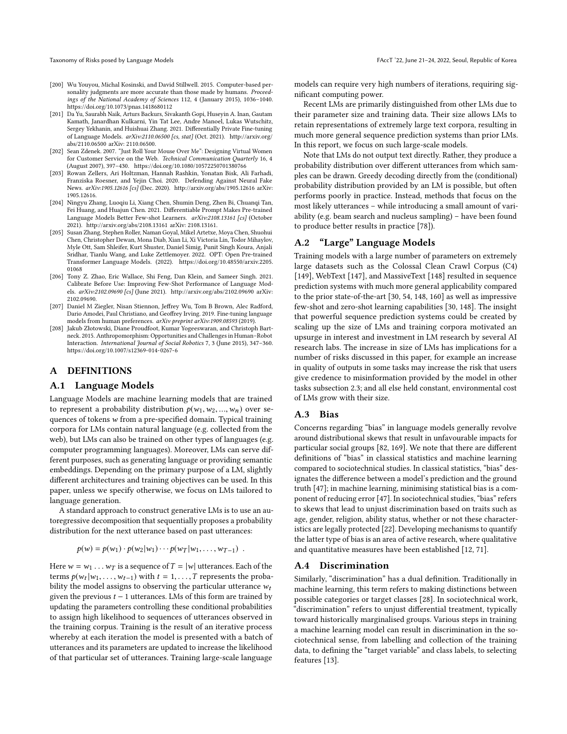[200] Wu Youyou, Michal Kosinski, and David Stillwell. 2015. Computer-based personality judgments are more accurate than those made by humans. *Proceedings of the National Academy of Sciences* 112, 4 (January 2015), 1036–1040. https://doi.org/10.1073/pnas.1418680112

[201] Da Yu, Saurabh Naik, Arturs Backurs, Sivakanth Gopi, Huseyin A. Inan, Gautam Kamath, Janardhan Kulkarni, Yin Tat Lee, Andre Manoel, Lukas Wutschitz, Sergey Yekhanin, and Huishuai Zhang. 2021. Differentially Private Fine-tuning of Language Models. *arXiv:2110.06500 [cs, stat]* (Oct. 2021). http://arxiv.org/abs/2110.06500 arXiv: 2110.06500.

[202] Sean Zdenek. 2007. "Just Roll Your Mouse Over Me": Designing Virtual Women for Customer Service on the Web. *Technical Communication Quarterly* 16, 4 (August 2007), 397–430. https://doi.org/10.1080/10572250701380766

[203] Rowan Zellers, Ari Holtzman, Hannah Rashkin, Yonatan Bisk, Ali Farhadi, Franziska Roesner, and Yejin Choi. 2020. Defending Against Neural Fake News. *arXiv:1905.12616 [cs]* (Dec. 2020). http://arxiv.org/abs/1905.12616 arXiv: 1905.12616.

[204] Ningyu Zhang, Luoqiu Li, Xiang Chen, Shumin Deng, Zhen Bi, Chuanqi Tan, Fei Huang, and Huajun Chen. 2021. Differentiable Prompt Makes Pre-trained Language Models Better Few-shot Learners. *arXiv:2108.13161 [cs]* (October 2021). http://arxiv.org/abs/2108.13161 arXiv: 2108.13161.

[205] Susan Zhang, Stephen Roller, Naman Goyal, Mikel Artetxe, Moya Chen, Shuohui Chen, Christopher Dewan, Mona Diab, Xian Li, Xi Victoria Lin, Todor Mihaylov, Myle Ott, Sam Shleifer, Kurt Shuster, Daniel Simig, Punit Singh Koura, Anjali Sridhar, Tianlu Wang, and Luke Zettlemoyer. 2022. OPT: Open Pre-trained Transformer Language Models. (2022). https://doi.org/10.48550/arxiv.2205.01068

[206] Tony Z. Zhao, Eric Wallace, Shi Feng, Dan Klein, and Sameer Singh. 2021. Calibrate Before Use: Improving Few-Shot Performance of Language Models. *arXiv:2102.09690 [cs]* (June 2021). http://arxiv.org/abs/2102.09690 arXiv: 2102.09690.

[207] Daniel M Ziegler, Nisan Stiennon, Jeffrey Wu, Tom B Brown, Alec Radford, Dario Amodei, Paul Christiano, and Geoffrey Irving. 2019. Fine-tuning language models from human preferences. *arXiv preprint arXiv:1909.08593* (2019).

[208] Jakub Złotowski, Diane Proudfoot, Kumar Yogeeswaran, and Christoph Bartneck. 2015. Anthropomorphism: Opportunities and Challenges in Human–Robot Interaction. *International Journal of Social Robotics* 7, 3 (June 2015), 347–360. https://doi.org/10.1007/s12369-014-0267-6

# A DEFINITIONS

## A.1 Language Models

Language Models are machine learning models that are trained to represent a probability distribution $p(w_1, w_2, ..., w_n)$ over sequences of tokens $w$ from a pre-specified domain. Typical training corpora for LMs contain natural language (e.g. collected from the web), but LMs can also be trained on other types of languages (e.g. computer programming languages). Moreover, LMs can serve different purposes, such as generating language or providing semantic embeddings. Depending on the primary purpose of a LM, slightly different architectures and training objectives can be used. In this paper, unless we specify otherwise, we focus on LMs tailored to language generation.

A standard approach to construct generative LMs is to use an autoregressive decomposition that sequentially proposes a probability distribution for the next utterance based on past utterances:

$$p(w) = p(w_1) \cdot p(w_2|w_1) \cdots p(w_T|w_1, \ldots, w_{T-1}) \ .$$

Here $w = w_1 \ldots w_T$ is a sequence of $T = |w|$ utterances. Each of the terms $p(w_t|w_1, \ldots, w_{t-1})$ with $t = 1, \ldots, T$ represents the probability the model assigns to observing the particular utterance $w_t$ given the previous $t-1$ utterances. LMs of this form are trained by updating the parameters controlling these conditional probabilities to assign high likelihood to sequences of utterances observed in the training corpus. Training is the result of an iterative process whereby at each iteration the model is presented with a batch of utterances and its parameters are updated to increase the likelihood of that particular set of utterances. Training large-scale language models can require very high numbers of iterations, requiring significant computing power.

Recent LMs are primarily distinguished from other LMs due to their parameter size and training data. Their size allows LMs to retain representations of extremely large text corpora, resulting in much more general sequence prediction systems than prior LMs. In this report, we focus on such large-scale models.

Note that LMs do not output text directly. Rather, they produce a probability distribution over different utterances from which samples can be drawn. Greedy decoding directly from the (conditional) probability distribution provided by an LM is possible, but often performs poorly in practice. Instead, methods that focus on the most likely utterances – while introducing a small amount of variability (e.g. beam search and nucleus sampling) – have been found to produce better results in practice [78]).

## A.2 "Large" Language Models

Training models with a large number of parameters on extremely large datasets such as the Colossal Clean Crawl Corpus (C4) [149], WebText [147], and MassiveText [148] resulted in sequence prediction systems with much more general applicability compared to the prior state-of-the-art [30, 54, 148, 160] as well as impressive few-shot and zero-shot learning capabilities [30, 148]. The insight that powerful sequence prediction systems could be created by scaling up the size of LMs and training corpora motivated an upsurge in interest and investment in LM research by several AI research labs. The increase in size of LMs has implications for a number of risks discussed in this paper, for example an increase in quality of outputs in some tasks may increase the risk that users give credence to misinformation provided by the model in other tasks subsection 2.3; and all else held constant, environmental cost of LMs grow with their size.

## A.3 Bias

Concerns regarding "bias" in language models generally revolve around distributional skews that result in unfavourable impacts for particular social groups [82, 169]. We note that there are different definitions of "bias" in classical statistics and machine learning compared to sociotechnical studies. In classical statistics, "bias" designates the difference between a model's prediction and the ground truth [47]; in machine learning, minimising statistical bias is a component of reducing error [47]. In sociotechnical studies, "bias" refers to skews that lead to unjust discrimination based on traits such as age, gender, religion, ability status, whether or not these characteristics are legally protected [22]. Developing mechanisms to quantify the latter type of bias is an area of active research, where qualitative and quantitative measures have been established [12, 71].

## A.4 Discrimination

Similarly, "discrimination" has a dual definition. Traditionally in machine learning, this term refers to making distinctions between possible categories or target classes [28]. In sociotechnical work, "discrimination" refers to unjust differential treatment, typically toward historically marginalised groups. Various steps in training a machine learning model can result in discrimination in the sociotechnical sense, from labelling and collection of the training data, to defining the "target variable" and class labels, to selecting features [13].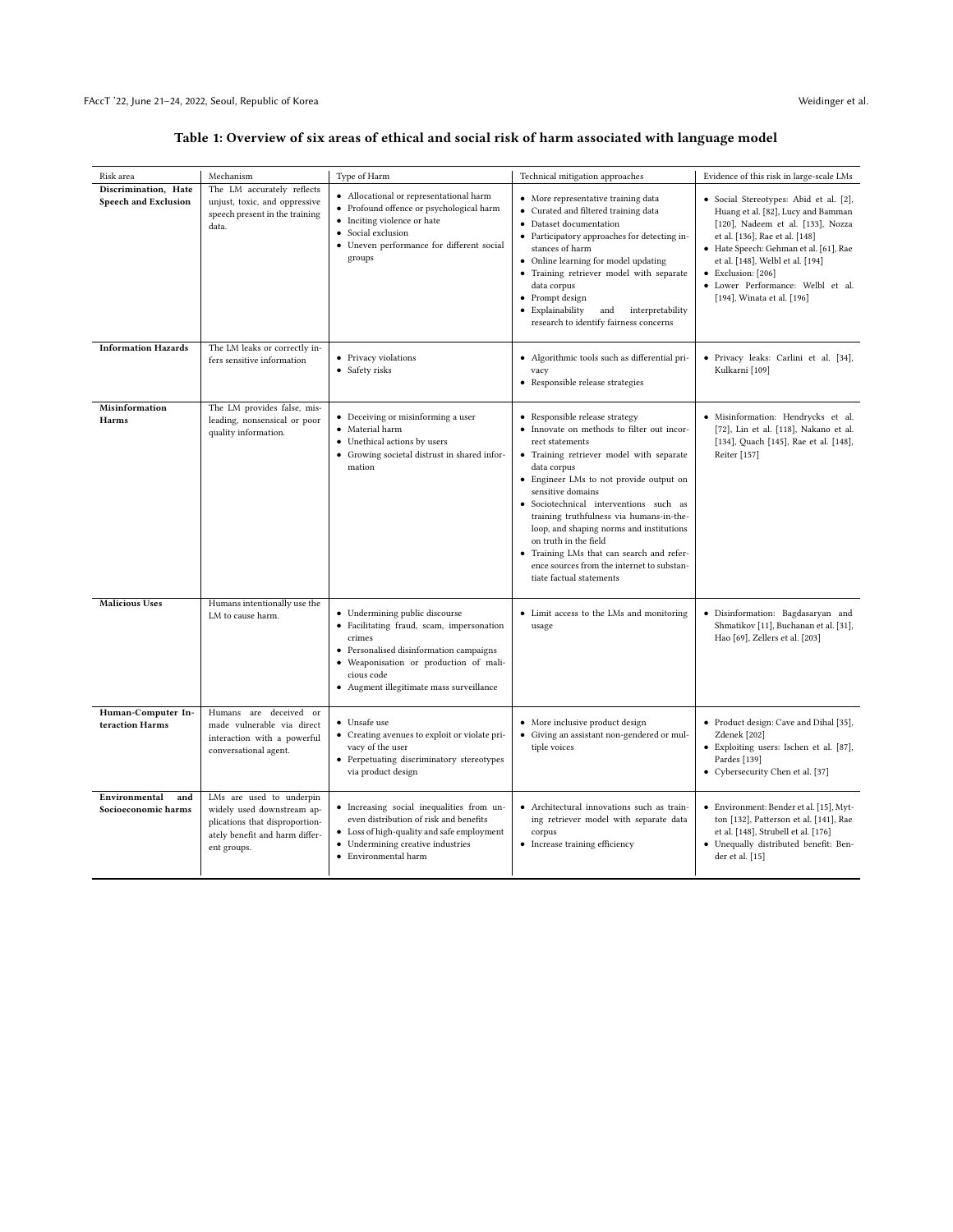**Table 1: Overview of six areas of ethical and social risk of harm associated with language model**

| Risk area | Mechanism | Type of Harm | Technical mitigation approaches | Evidence of this risk in large-scale LMs |
|---|---|---|---|---|
| **Discrimination, Hate Speech and Exclusion** | The LM accurately reflects unjust, toxic, and oppressive speech present in the training data. | • Allocational or representational harm<br>• Profound offence or psychological harm<br>• Inciting violence or hate<br>• Social exclusion<br>• Uneven performance for different social groups | • More representative training data<br>• Curated and filtered training data<br>• Dataset documentation<br>• Participatory approaches for detecting instances of harm<br>• Online learning for model updating<br>• Training retriever model with separate data corpus<br>• Prompt design<br>• Explainability and interpretability research to identify fairness concerns | • Social Stereotypes: Abid et al. [2], Huang et al. [82], Lucy and Bamman [120], Nadeem et al. [133], Nozza et al. [136], Rae et al. [148]<br>• Hate Speech: Gehman et al. [61], Rae et al. [148], Welbl et al. [194]<br>• Exclusion: [206]<br>• Lower Performance: Welbl et al. [194], Winata et al. [196] |
| **Information Hazards** | The LM leaks or correctly infers sensitive information | • Privacy violations<br>• Safety risks | • Algorithmic tools such as differential privacy<br>• Responsible release strategies | • Privacy leaks: Carlini et al. [34], Kulkarni [109] |
| **Misinformation Harms** | The LM provides false, misleading, nonsensical or poor quality information. | • Deceiving or misinforming a user<br>• Material harm<br>• Unethical actions by users<br>• Growing societal distrust in shared information | • Responsible release strategy<br>• Innovate on methods to filter out incorrect statements<br>• Training retriever model with separate data corpus<br>• Engineer LMs to not provide output on sensitive domains<br>• Sociotechnical interventions such as training truthfulness via humans-in-the-loop, and shaping norms and institutions on truth in the field<br>• Training LMs that can search and reference sources from the internet to substantiate factual statements | • Misinformation: Hendrycks et al. [72], Lin et al. [118], Nakano et al. [134], Quach [145], Rae et al. [148], Reiter [157] |
| **Malicious Uses** | Humans intentionally use the LM to cause harm. | • Undermining public discourse<br>• Facilitating fraud, scam, impersonation crimes<br>• Personalised disinformation campaigns<br>• Weaponisation or production of malicious code<br>• Augment illegitimate mass surveillance | • Limit access to the LMs and monitoring usage | • Disinformation: Bagdasaryan and Shmatikov [11], Buchanan et al. [31], Hao [69], Zellers et al. [203] |
| **Human-Computer Interaction Harms** | Humans are deceived or made vulnerable via direct interaction with a powerful conversational agent. | • Unsafe use<br>• Creating avenues to exploit or violate privacy of the user<br>• Perpetuating discriminatory stereotypes via product design | • More inclusive product design<br>• Giving an assistant non-gendered or multiple voices | • Product design: Cave and Dihal [35], Zdenek [202]<br>• Exploiting users: Ischen et al. [87], Pardes [139]<br>• Cybersecurity Chen et al. [37] |
| **Environmental and Socioeconomic harms** | LMs are used to underpin widely used downstream applications that disproportionately benefit and harm different groups. | • Increasing social inequalities from uneven distribution of risk and benefits<br>• Loss of high-quality and safe employment<br>• Undermining creative industries<br>• Environmental harm | • Architectural innovations such as training retriever model with separate data corpus<br>• Increase training efficiency | • Environment: Bender et al. [15], Mytton [132], Patterson et al. [141], Rae et al. [148], Strubell et al. [176]<br>• Unequally distributed benefit: Bender et al. [15] |